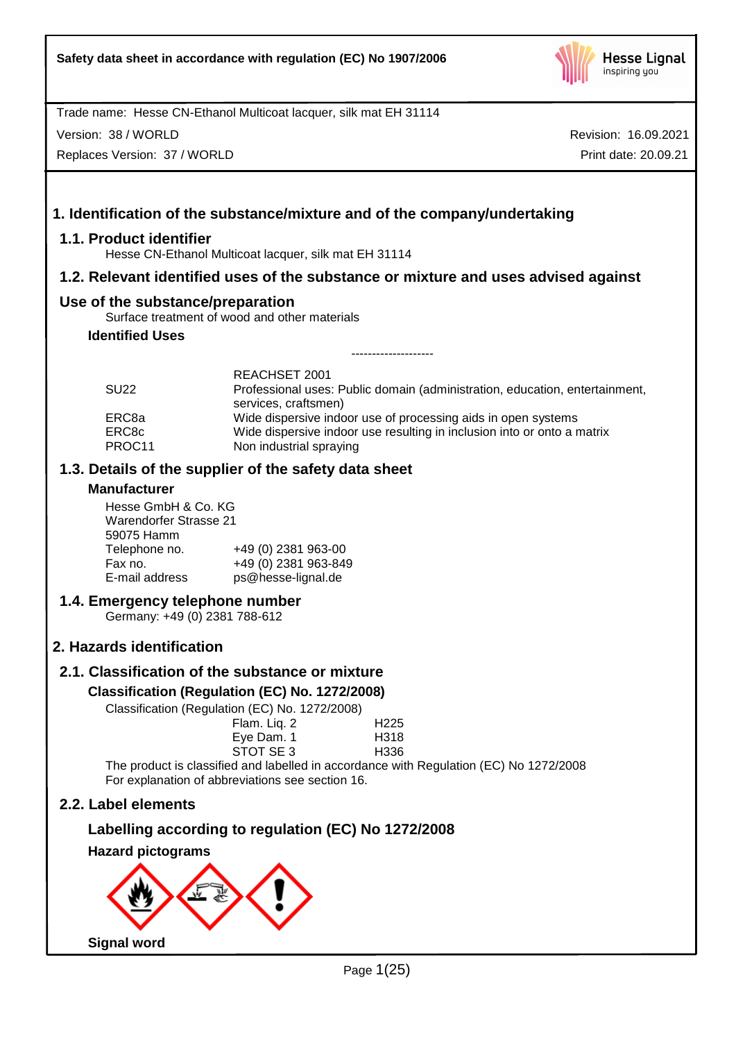Safety data sheet in accordance with regulation (EC) No 1907/2006

Trade name: Hesse CN-Ethanol Multicoat lacquer, silk mat EH 31114

Version: 38 / WORLD

Revision: 16.09.2021

Replaces Version: 37 / WORLD

Print date: 20.09.21

# 1. Identification of the substance/mixture and of the company/undertaking

## 1.1. Product identifier

Hesse CN-Ethanol Multicoat lacquer, silk mat EH 31114

## 1.2. Relevant identified uses of the substance or mixture and uses advised against

## Use of the substance/preparation

Surface treatment of wood and other materials

### Identified Uses

--------------------

| | REACHSET 2001 |
|---|---|
| SU22 | Professional uses: Public domain (administration, education, entertainment, services, craftsmen) |
| ERC8a | Wide dispersive indoor use of processing aids in open systems |
| ERC8c | Wide dispersive indoor use resulting in inclusion into or onto a matrix |
| PROC11 | Non industrial spraying |

## 1.3. Details of the supplier of the safety data sheet

### Manufacturer

Hesse GmbH & Co. KG
Warendorfer Strasse 21
59075 Hamm

| | |
|---|---|
| Telephone no. | +49 (0) 2381 963-00 |
| Fax no. | +49 (0) 2381 963-849 |
| E-mail address | ps@hesse-lignal.de |

## 1.4. Emergency telephone number

Germany: +49 (0) 2381 788-612

# 2. Hazards identification

## 2.1. Classification of the substance or mixture

### Classification (Regulation (EC) No. 1272/2008)

Classification (Regulation (EC) No. 1272/2008)

| | |
|---|---|
| Flam. Liq. 2 | H225 |
| Eye Dam. 1 | H318 |
| STOT SE 3 | H336 |

The product is classified and labelled in accordance with Regulation (EC) No 1272/2008
For explanation of abbreviations see section 16.

## 2.2. Label elements

### Labelling according to regulation (EC) No 1272/2008

#### Hazard pictograms

#### Signal word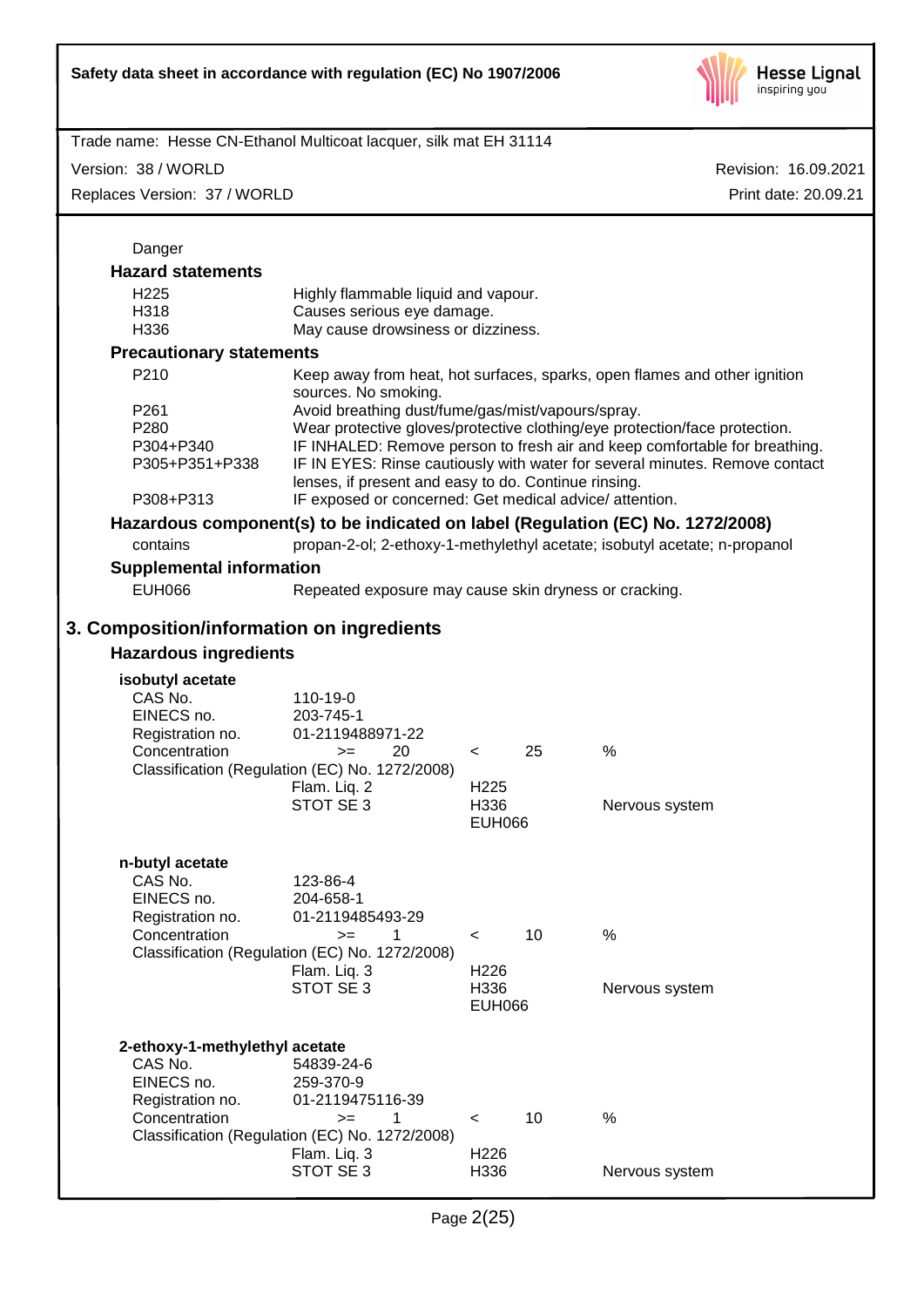Danger

### Hazard statements

| | |
|---|---|
| H225 | Highly flammable liquid and vapour. |
| H318 | Causes serious eye damage. |
| H336 | May cause drowsiness or dizziness. |

### Precautionary statements

| | |
|---|---|
| P210 | Keep away from heat, hot surfaces, sparks, open flames and other ignition sources. No smoking. |
| P261 | Avoid breathing dust/fume/gas/mist/vapours/spray. |
| P280 | Wear protective gloves/protective clothing/eye protection/face protection. |
| P304+P340 | IF INHALED: Remove person to fresh air and keep comfortable for breathing. |
| P305+P351+P338 | IF IN EYES: Rinse cautiously with water for several minutes. Remove contact lenses, if present and easy to do. Continue rinsing. |
| P308+P313 | IF exposed or concerned: Get medical advice/ attention. |

### Hazardous component(s) to be indicated on label (Regulation (EC) No. 1272/2008)

contains propan-2-ol; 2-ethoxy-1-methylethyl acetate; isobutyl acetate; n-propanol

### Supplemental information

EUH066 Repeated exposure may cause skin dryness or cracking.

## 3. Composition/information on ingredients

### Hazardous ingredients

**isobutyl acetate**

| | | | | |
|---|---|---|---|---|
| CAS No. | 110-19-0 | | | |
| EINECS no. | 203-745-1 | | | |
| Registration no. | 01-2119488971-22 | | | |
| Concentration | >= 20 | < 25 | % | |
| Classification (Regulation (EC) No. 1272/2008) | | | | |
| | Flam. Liq. 2 | H225 | | |
| | STOT SE 3 | H336 | Nervous system | |
| | | EUH066 | | |

**n-butyl acetate**

| | | | | |
|---|---|---|---|---|
| CAS No. | 123-86-4 | | | |
| EINECS no. | 204-658-1 | | | |
| Registration no. | 01-2119485493-29 | | | |
| Concentration | >= 1 | < 10 | % | |
| Classification (Regulation (EC) No. 1272/2008) | | | | |
| | Flam. Liq. 3 | H226 | | |
| | STOT SE 3 | H336 | Nervous system | |
| | | EUH066 | | |

**2-ethoxy-1-methylethyl acetate**

| | | | | |
|---|---|---|---|---|
| CAS No. | 54839-24-6 | | | |
| EINECS no. | 259-370-9 | | | |
| Registration no. | 01-2119475116-39 | | | |
| Concentration | >= 1 | < 10 | % | |
| Classification (Regulation (EC) No. 1272/2008) | | | | |
| | Flam. Liq. 3 | H226 | | |
| | STOT SE 3 | H336 | Nervous system | |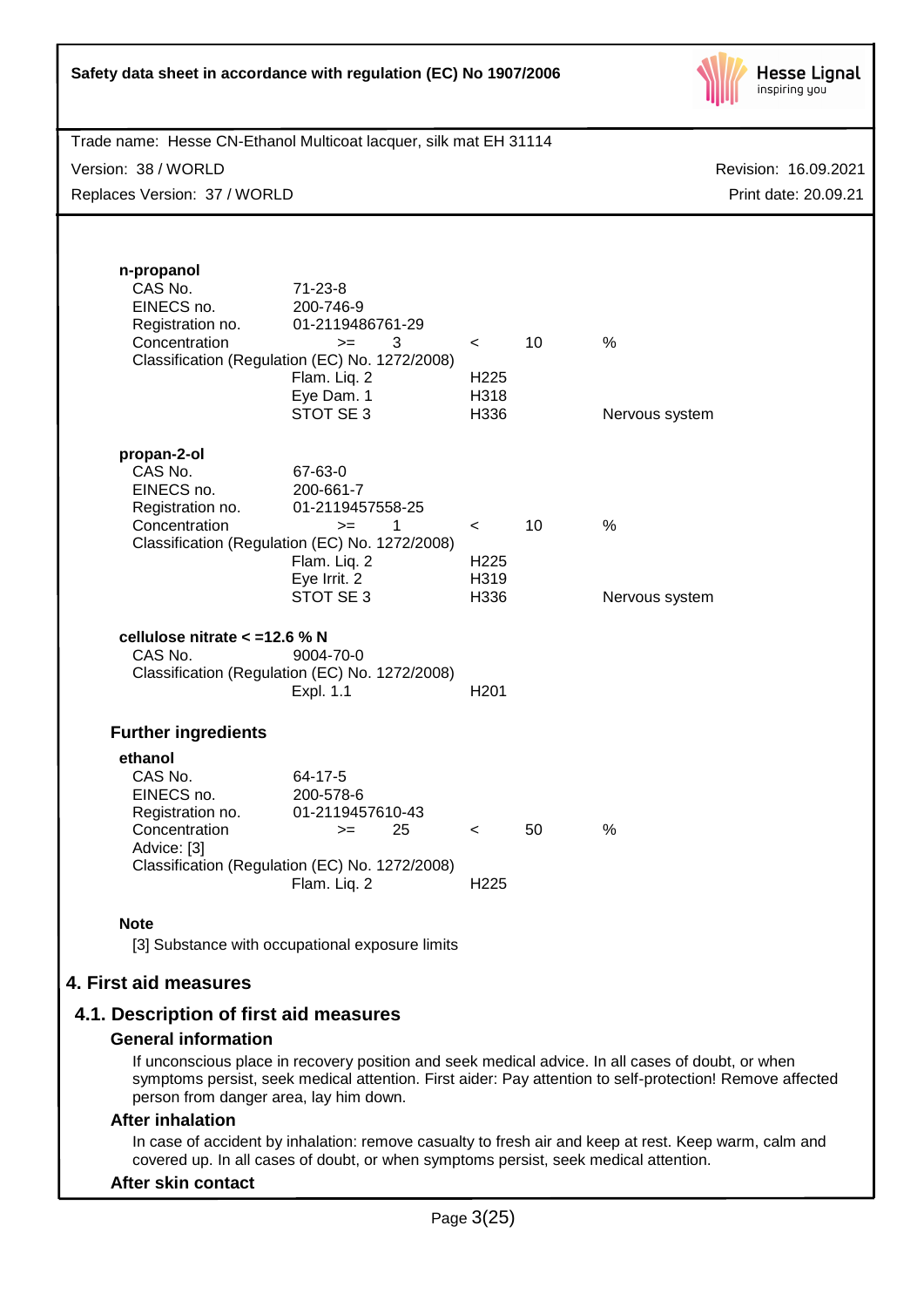**n-propanol**

| | | | | | |
|---|---|---|---|---|---|
| CAS No. | 71-23-8 | | | | |
| EINECS no. | 200-746-9 | | | | |
| Registration no. | 01-2119486761-29 | | | | |
| Concentration | >= | 3 | < | 10 | % |

Classification (Regulation (EC) No. 1272/2008)

| | | |
|---|---|---|
| Flam. Liq. 2 | H225 | |
| Eye Dam. 1 | H318 | |
| STOT SE 3 | H336 | Nervous system |

**propan-2-ol**

| | | | | | |
|---|---|---|---|---|---|
| CAS No. | 67-63-0 | | | | |
| EINECS no. | 200-661-7 | | | | |
| Registration no. | 01-2119457558-25 | | | | |
| Concentration | >= | 1 | < | 10 | % |

Classification (Regulation (EC) No. 1272/2008)

| | | |
|---|---|---|
| Flam. Liq. 2 | H225 | |
| Eye Irrit. 2 | H319 | |
| STOT SE 3 | H336 | Nervous system |

**cellulose nitrate < =12.6 % N**

CAS No. 9004-70-0

Classification (Regulation (EC) No. 1272/2008)

| | |
|---|---|
| Expl. 1.1 | H201 |

### Further ingredients

**ethanol**

| | | | | | |
|---|---|---|---|---|---|
| CAS No. | 64-17-5 | | | | |
| EINECS no. | 200-578-6 | | | | |
| Registration no. | 01-2119457610-43 | | | | |
| Concentration | >= | 25 | < | 50 | % |

Advice: [3]

Classification (Regulation (EC) No. 1272/2008)

| | |
|---|---|
| Flam. Liq. 2 | H225 |

**Note**

[3] Substance with occupational exposure limits

# 4. First aid measures

## 4.1. Description of first aid measures

### General information

If unconscious place in recovery position and seek medical advice. In all cases of doubt, or when symptoms persist, seek medical attention. First aider: Pay attention to self-protection! Remove affected person from danger area, lay him down.

### After inhalation

In case of accident by inhalation: remove casualty to fresh air and keep at rest. Keep warm, calm and covered up. In all cases of doubt, or when symptoms persist, seek medical attention.

### After skin contact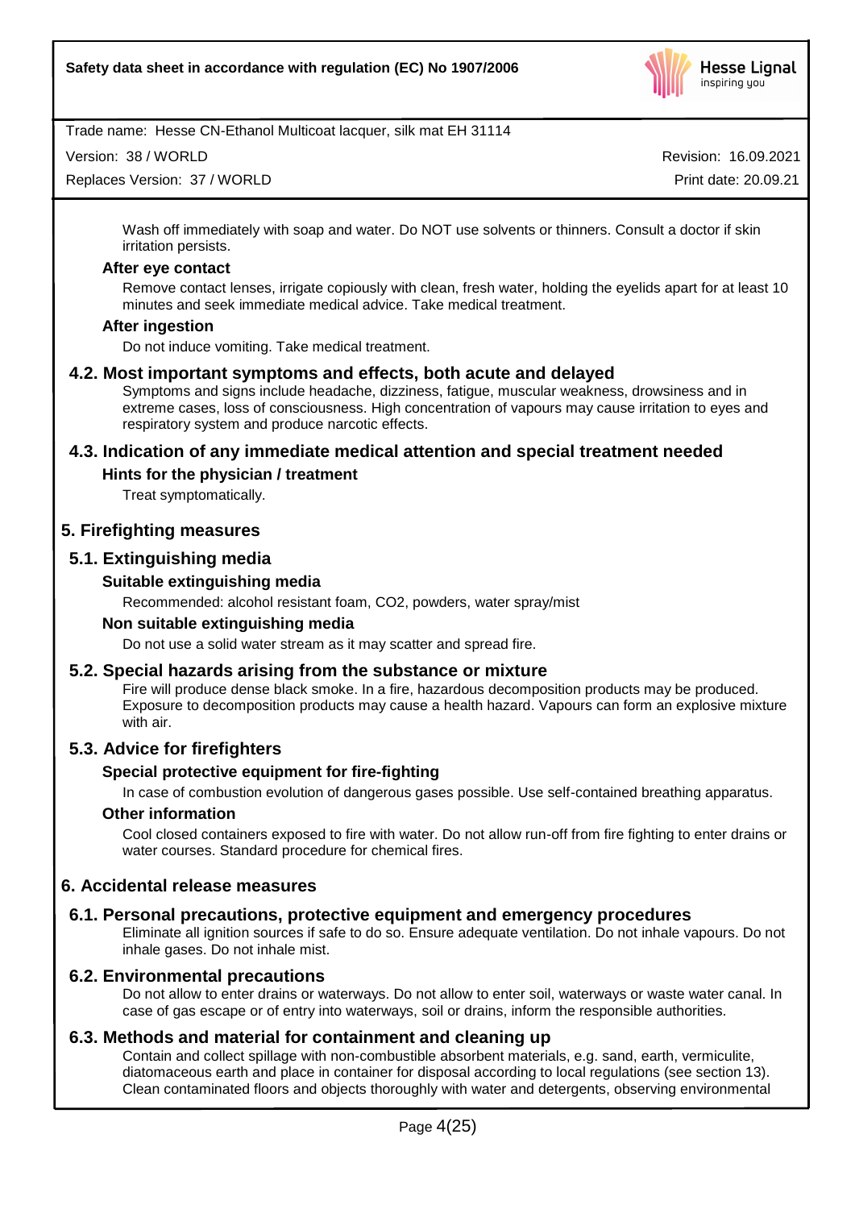Wash off immediately with soap and water. Do NOT use solvents or thinners. Consult a doctor if skin irritation persists.

**After eye contact**

Remove contact lenses, irrigate copiously with clean, fresh water, holding the eyelids apart for at least 10 minutes and seek immediate medical advice. Take medical treatment.

**After ingestion**

Do not induce vomiting. Take medical treatment.

### 4.2. Most important symptoms and effects, both acute and delayed

Symptoms and signs include headache, dizziness, fatigue, muscular weakness, drowsiness and in extreme cases, loss of consciousness. High concentration of vapours may cause irritation to eyes and respiratory system and produce narcotic effects.

### 4.3. Indication of any immediate medical attention and special treatment needed

**Hints for the physician / treatment**

Treat symptomatically.

## 5. Firefighting measures

### 5.1. Extinguishing media

**Suitable extinguishing media**

Recommended: alcohol resistant foam, CO2, powders, water spray/mist

**Non suitable extinguishing media**

Do not use a solid water stream as it may scatter and spread fire.

### 5.2. Special hazards arising from the substance or mixture

Fire will produce dense black smoke. In a fire, hazardous decomposition products may be produced. Exposure to decomposition products may cause a health hazard. Vapours can form an explosive mixture with air.

### 5.3. Advice for firefighters

**Special protective equipment for fire-fighting**

In case of combustion evolution of dangerous gases possible. Use self-contained breathing apparatus.

**Other information**

Cool closed containers exposed to fire with water. Do not allow run-off from fire fighting to enter drains or water courses. Standard procedure for chemical fires.

## 6. Accidental release measures

### 6.1. Personal precautions, protective equipment and emergency procedures

Eliminate all ignition sources if safe to do so. Ensure adequate ventilation. Do not inhale vapours. Do not inhale gases. Do not inhale mist.

### 6.2. Environmental precautions

Do not allow to enter drains or waterways. Do not allow to enter soil, waterways or waste water canal. In case of gas escape or of entry into waterways, soil or drains, inform the responsible authorities.

### 6.3. Methods and material for containment and cleaning up

Contain and collect spillage with non-combustible absorbent materials, e.g. sand, earth, vermiculite, diatomaceous earth and place in container for disposal according to local regulations (see section 13). Clean contaminated floors and objects thoroughly with water and detergents, observing environmental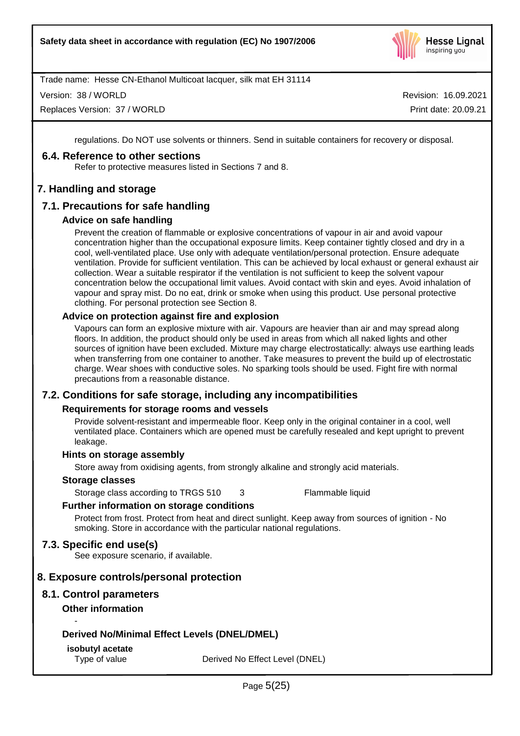regulations. Do NOT use solvents or thinners. Send in suitable containers for recovery or disposal.

### 6.4. Reference to other sections

Refer to protective measures listed in Sections 7 and 8.

## 7. Handling and storage

### 7.1. Precautions for safe handling

#### Advice on safe handling

Prevent the creation of flammable or explosive concentrations of vapour in air and avoid vapour concentration higher than the occupational exposure limits. Keep container tightly closed and dry in a cool, well-ventilated place. Use only with adequate ventilation/personal protection. Ensure adequate ventilation. Provide for sufficient ventilation. This can be achieved by local exhaust or general exhaust air collection. Wear a suitable respirator if the ventilation is not sufficient to keep the solvent vapour concentration below the occupational limit values. Avoid contact with skin and eyes. Avoid inhalation of vapour and spray mist. Do no eat, drink or smoke when using this product. Use personal protective clothing. For personal protection see Section 8.

#### Advice on protection against fire and explosion

Vapours can form an explosive mixture with air. Vapours are heavier than air and may spread along floors. In addition, the product should only be used in areas from which all naked lights and other sources of ignition have been excluded. Mixture may charge electrostatically: always use earthing leads when transferring from one container to another. Take measures to prevent the build up of electrostatic charge. Wear shoes with conductive soles. No sparking tools should be used. Fight fire with normal precautions from a reasonable distance.

### 7.2. Conditions for safe storage, including any incompatibilities

#### Requirements for storage rooms and vessels

Provide solvent-resistant and impermeable floor. Keep only in the original container in a cool, well ventilated place. Containers which are opened must be carefully resealed and kept upright to prevent leakage.

#### Hints on storage assembly

Store away from oxidising agents, from strongly alkaline and strongly acid materials.

#### Storage classes

| Storage class according to TRGS 510 | 3 | Flammable liquid |
|---|---|---|

#### Further information on storage conditions

Protect from frost. Protect from heat and direct sunlight. Keep away from sources of ignition - No smoking. Store in accordance with the particular national regulations.

### 7.3. Specific end use(s)

See exposure scenario, if available.

## 8. Exposure controls/personal protection

### 8.1. Control parameters

#### Other information

-

#### Derived No/Minimal Effect Levels (DNEL/DMEL)

**isobutyl acetate**

| Type of value | Derived No Effect Level (DNEL) |
|---|---|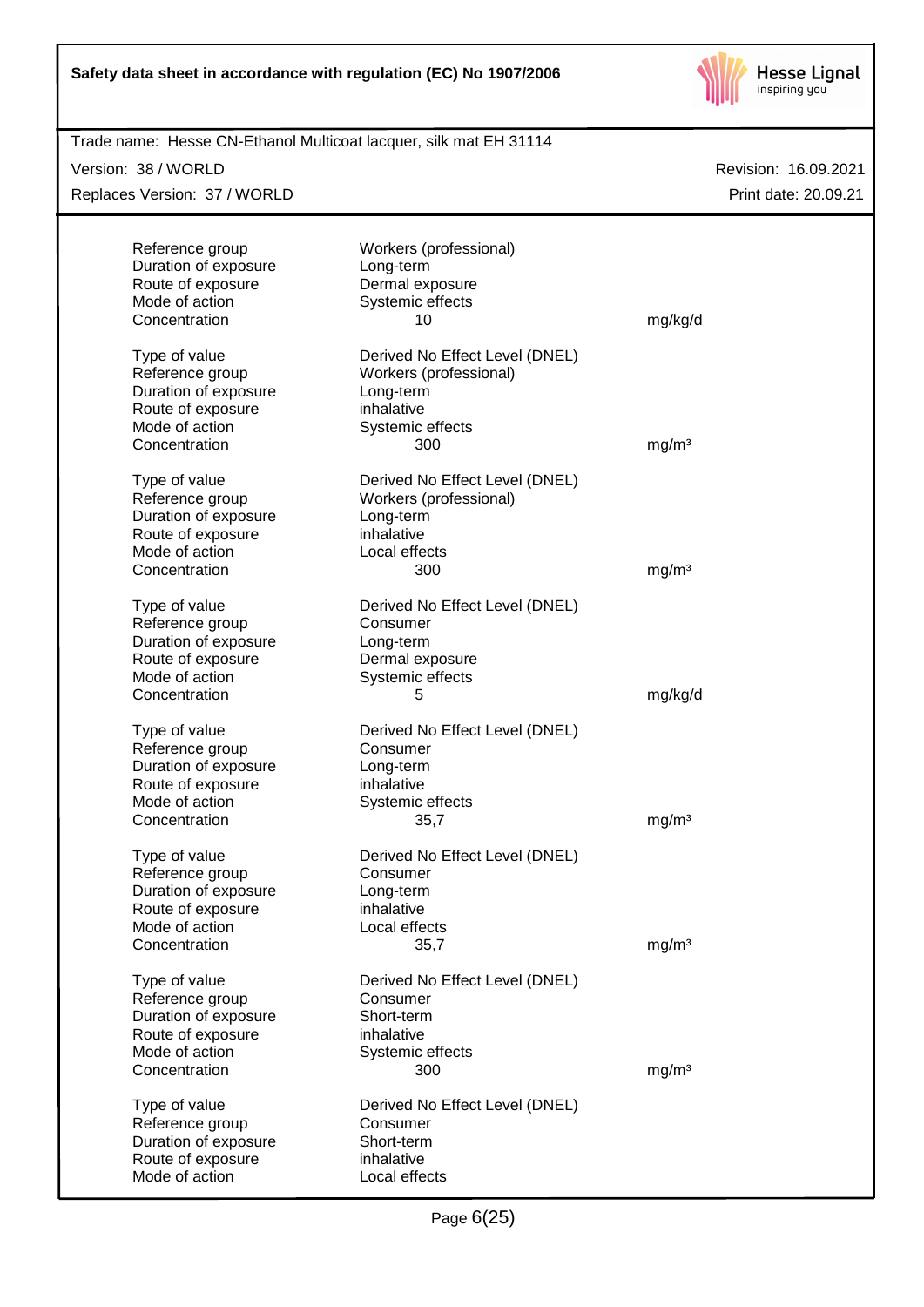| | | |
|---|---|---|
| Reference group | Workers (professional) | |
| Duration of exposure | Long-term | |
| Route of exposure | Dermal exposure | |
| Mode of action | Systemic effects | |
| Concentration | 10 | mg/kg/d |

| | | |
|---|---|---|
| Type of value | Derived No Effect Level (DNEL) | |
| Reference group | Workers (professional) | |
| Duration of exposure | Long-term | |
| Route of exposure | inhalative | |
| Mode of action | Systemic effects | |
| Concentration | 300 | mg/m³ |

| | | |
|---|---|---|
| Type of value | Derived No Effect Level (DNEL) | |
| Reference group | Workers (professional) | |
| Duration of exposure | Long-term | |
| Route of exposure | inhalative | |
| Mode of action | Local effects | |
| Concentration | 300 | mg/m³ |

| | | |
|---|---|---|
| Type of value | Derived No Effect Level (DNEL) | |
| Reference group | Consumer | |
| Duration of exposure | Long-term | |
| Route of exposure | Dermal exposure | |
| Mode of action | Systemic effects | |
| Concentration | 5 | mg/kg/d |

| | | |
|---|---|---|
| Type of value | Derived No Effect Level (DNEL) | |
| Reference group | Consumer | |
| Duration of exposure | Long-term | |
| Route of exposure | inhalative | |
| Mode of action | Systemic effects | |
| Concentration | 35,7 | mg/m³ |

| | | |
|---|---|---|
| Type of value | Derived No Effect Level (DNEL) | |
| Reference group | Consumer | |
| Duration of exposure | Long-term | |
| Route of exposure | inhalative | |
| Mode of action | Local effects | |
| Concentration | 35,7 | mg/m³ |

| | | |
|---|---|---|
| Type of value | Derived No Effect Level (DNEL) | |
| Reference group | Consumer | |
| Duration of exposure | Short-term | |
| Route of exposure | inhalative | |
| Mode of action | Systemic effects | |
| Concentration | 300 | mg/m³ |

| | | |
|---|---|---|
| Type of value | Derived No Effect Level (DNEL) | |
| Reference group | Consumer | |
| Duration of exposure | Short-term | |
| Route of exposure | inhalative | |
| Mode of action | Local effects | |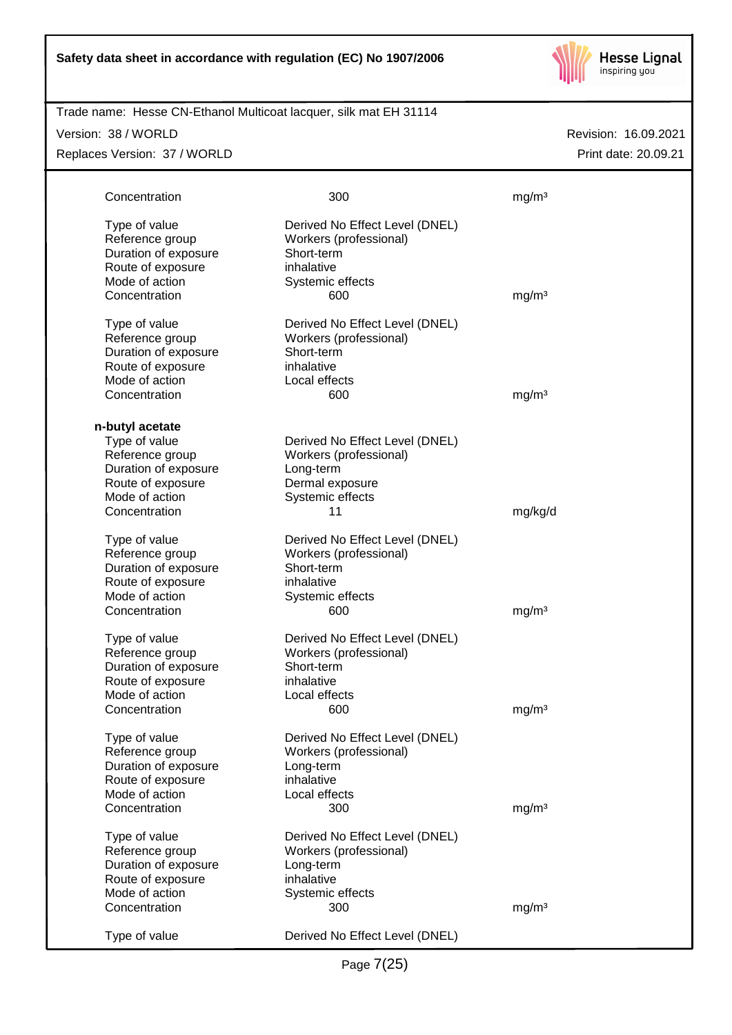| | | |
|---|---|---|
| Concentration | 300 | mg/m³ |
| | | |
| Type of value | Derived No Effect Level (DNEL) | |
| Reference group | Workers (professional) | |
| Duration of exposure | Short-term | |
| Route of exposure | inhalative | |
| Mode of action | Systemic effects | |
| Concentration | 600 | mg/m³ |
| | | |
| Type of value | Derived No Effect Level (DNEL) | |
| Reference group | Workers (professional) | |
| Duration of exposure | Short-term | |
| Route of exposure | inhalative | |
| Mode of action | Local effects | |
| Concentration | 600 | mg/m³ |

**n-butyl acetate**

| | | |
|---|---|---|
| Type of value | Derived No Effect Level (DNEL) | |
| Reference group | Workers (professional) | |
| Duration of exposure | Long-term | |
| Route of exposure | Dermal exposure | |
| Mode of action | Systemic effects | |
| Concentration | 11 | mg/kg/d |
| | | |
| Type of value | Derived No Effect Level (DNEL) | |
| Reference group | Workers (professional) | |
| Duration of exposure | Short-term | |
| Route of exposure | inhalative | |
| Mode of action | Systemic effects | |
| Concentration | 600 | mg/m³ |
| | | |
| Type of value | Derived No Effect Level (DNEL) | |
| Reference group | Workers (professional) | |
| Duration of exposure | Short-term | |
| Route of exposure | inhalative | |
| Mode of action | Local effects | |
| Concentration | 600 | mg/m³ |
| | | |
| Type of value | Derived No Effect Level (DNEL) | |
| Reference group | Workers (professional) | |
| Duration of exposure | Long-term | |
| Route of exposure | inhalative | |
| Mode of action | Local effects | |
| Concentration | 300 | mg/m³ |
| | | |
| Type of value | Derived No Effect Level (DNEL) | |
| Reference group | Workers (professional) | |
| Duration of exposure | Long-term | |
| Route of exposure | inhalative | |
| Mode of action | Systemic effects | |
| Concentration | 300 | mg/m³ |
| | | |
| Type of value | Derived No Effect Level (DNEL) | |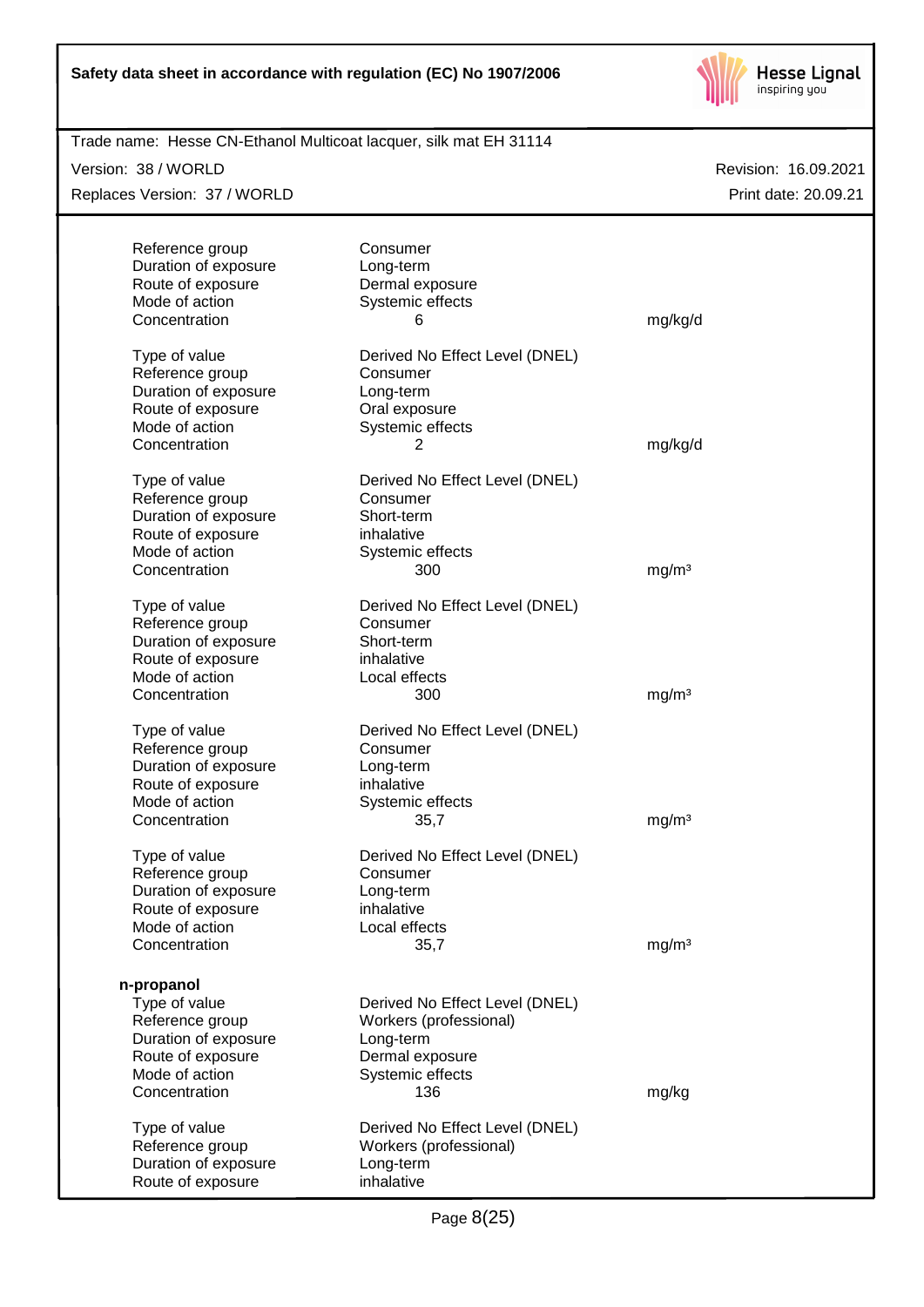| | | |
|---|---|---|
| Reference group | Consumer | |
| Duration of exposure | Long-term | |
| Route of exposure | Dermal exposure | |
| Mode of action | Systemic effects | |
| Concentration | 6 | mg/kg/d |

| | | |
|---|---|---|
| Type of value | Derived No Effect Level (DNEL) | |
| Reference group | Consumer | |
| Duration of exposure | Long-term | |
| Route of exposure | Oral exposure | |
| Mode of action | Systemic effects | |
| Concentration | 2 | mg/kg/d |

| | | |
|---|---|---|
| Type of value | Derived No Effect Level (DNEL) | |
| Reference group | Consumer | |
| Duration of exposure | Short-term | |
| Route of exposure | inhalative | |
| Mode of action | Systemic effects | |
| Concentration | 300 | mg/m³ |

| | | |
|---|---|---|
| Type of value | Derived No Effect Level (DNEL) | |
| Reference group | Consumer | |
| Duration of exposure | Short-term | |
| Route of exposure | inhalative | |
| Mode of action | Local effects | |
| Concentration | 300 | mg/m³ |

| | | |
|---|---|---|
| Type of value | Derived No Effect Level (DNEL) | |
| Reference group | Consumer | |
| Duration of exposure | Long-term | |
| Route of exposure | inhalative | |
| Mode of action | Systemic effects | |
| Concentration | 35,7 | mg/m³ |

| | | |
|---|---|---|
| Type of value | Derived No Effect Level (DNEL) | |
| Reference group | Consumer | |
| Duration of exposure | Long-term | |
| Route of exposure | inhalative | |
| Mode of action | Local effects | |
| Concentration | 35,7 | mg/m³ |

**n-propanol**

| | | |
|---|---|---|
| Type of value | Derived No Effect Level (DNEL) | |
| Reference group | Workers (professional) | |
| Duration of exposure | Long-term | |
| Route of exposure | Dermal exposure | |
| Mode of action | Systemic effects | |
| Concentration | 136 | mg/kg |

| | | |
|---|---|---|
| Type of value | Derived No Effect Level (DNEL) | |
| Reference group | Workers (professional) | |
| Duration of exposure | Long-term | |
| Route of exposure | inhalative | |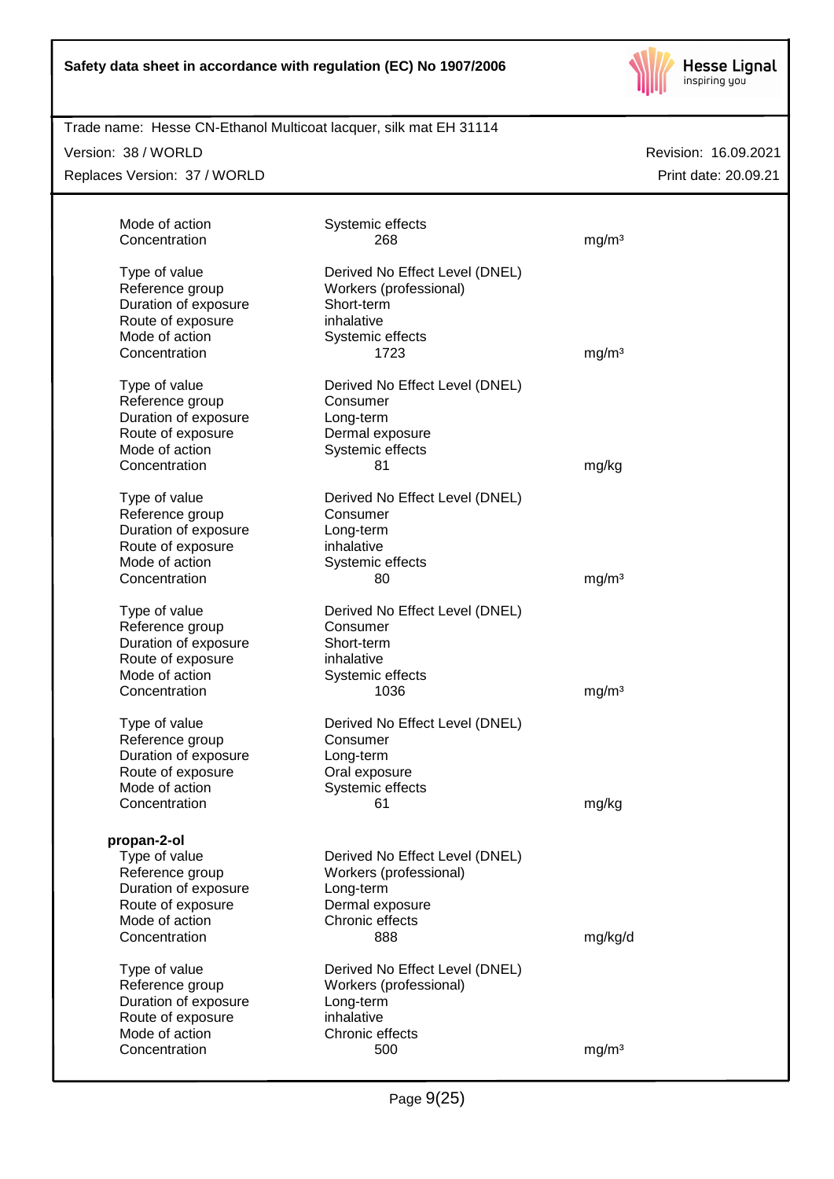| | | |
|---|---|---|
| Mode of action | Systemic effects | |
| Concentration | 268 | mg/m³ |
| | | |
| Type of value | Derived No Effect Level (DNEL) | |
| Reference group | Workers (professional) | |
| Duration of exposure | Short-term | |
| Route of exposure | inhalative | |
| Mode of action | Systemic effects | |
| Concentration | 1723 | mg/m³ |
| | | |
| Type of value | Derived No Effect Level (DNEL) | |
| Reference group | Consumer | |
| Duration of exposure | Long-term | |
| Route of exposure | Dermal exposure | |
| Mode of action | Systemic effects | |
| Concentration | 81 | mg/kg |
| | | |
| Type of value | Derived No Effect Level (DNEL) | |
| Reference group | Consumer | |
| Duration of exposure | Long-term | |
| Route of exposure | inhalative | |
| Mode of action | Systemic effects | |
| Concentration | 80 | mg/m³ |
| | | |
| Type of value | Derived No Effect Level (DNEL) | |
| Reference group | Consumer | |
| Duration of exposure | Short-term | |
| Route of exposure | inhalative | |
| Mode of action | Systemic effects | |
| Concentration | 1036 | mg/m³ |
| | | |
| Type of value | Derived No Effect Level (DNEL) | |
| Reference group | Consumer | |
| Duration of exposure | Long-term | |
| Route of exposure | Oral exposure | |
| Mode of action | Systemic effects | |
| Concentration | 61 | mg/kg |

**propan-2-ol**

| | | |
|---|---|---|
| Type of value | Derived No Effect Level (DNEL) | |
| Reference group | Workers (professional) | |
| Duration of exposure | Long-term | |
| Route of exposure | Dermal exposure | |
| Mode of action | Chronic effects | |
| Concentration | 888 | mg/kg/d |
| | | |
| Type of value | Derived No Effect Level (DNEL) | |
| Reference group | Workers (professional) | |
| Duration of exposure | Long-term | |
| Route of exposure | inhalative | |
| Mode of action | Chronic effects | |
| Concentration | 500 | mg/m³ |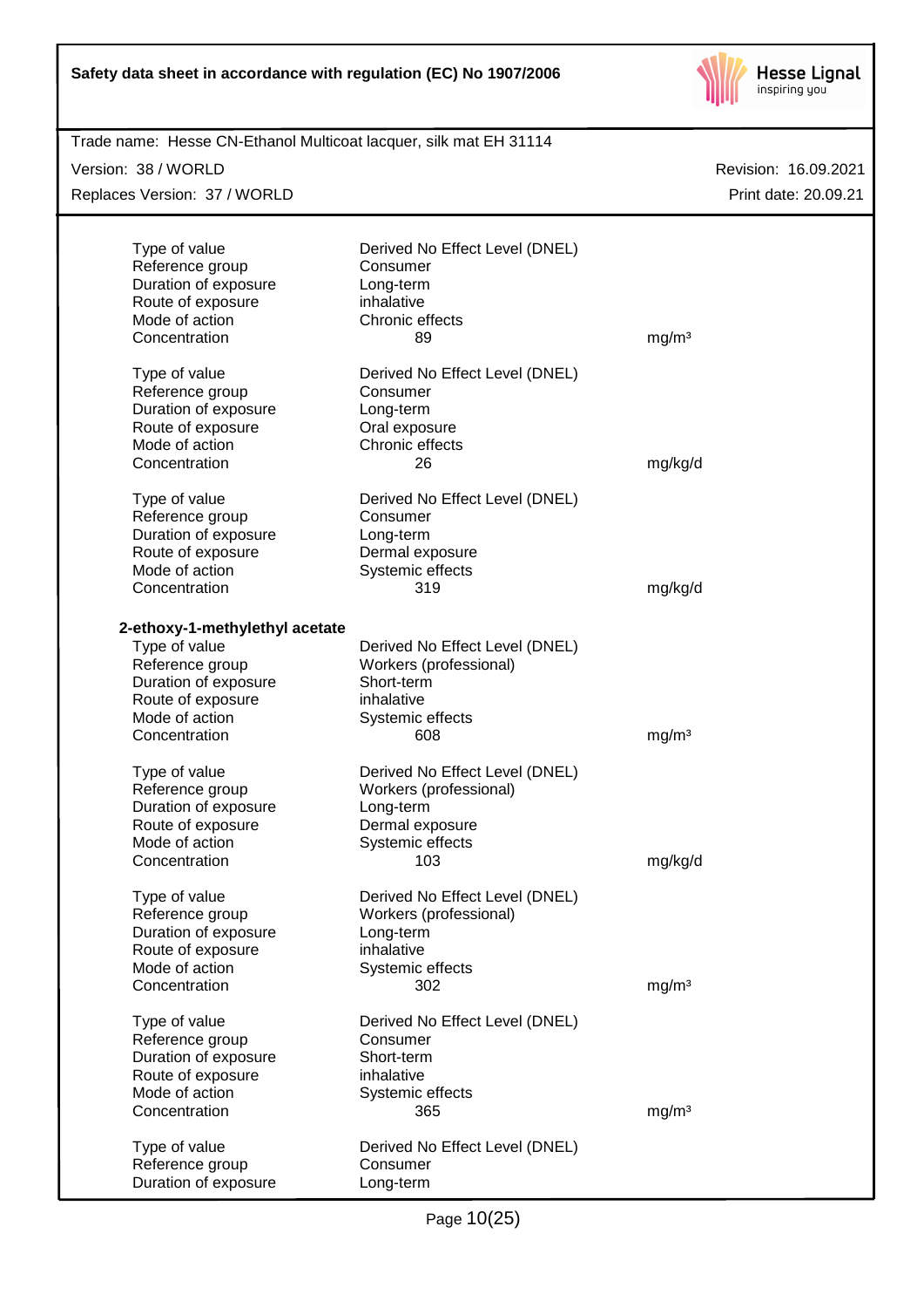| | | |
|---|---|---|
| Type of value | Derived No Effect Level (DNEL) | |
| Reference group | Consumer | |
| Duration of exposure | Long-term | |
| Route of exposure | inhalative | |
| Mode of action | Chronic effects | |
| Concentration | 89 | mg/m³ |

| | | |
|---|---|---|
| Type of value | Derived No Effect Level (DNEL) | |
| Reference group | Consumer | |
| Duration of exposure | Long-term | |
| Route of exposure | Oral exposure | |
| Mode of action | Chronic effects | |
| Concentration | 26 | mg/kg/d |

| | | |
|---|---|---|
| Type of value | Derived No Effect Level (DNEL) | |
| Reference group | Consumer | |
| Duration of exposure | Long-term | |
| Route of exposure | Dermal exposure | |
| Mode of action | Systemic effects | |
| Concentration | 319 | mg/kg/d |

**2-ethoxy-1-methylethyl acetate**

| | | |
|---|---|---|
| Type of value | Derived No Effect Level (DNEL) | |
| Reference group | Workers (professional) | |
| Duration of exposure | Short-term | |
| Route of exposure | inhalative | |
| Mode of action | Systemic effects | |
| Concentration | 608 | mg/m³ |

| | | |
|---|---|---|
| Type of value | Derived No Effect Level (DNEL) | |
| Reference group | Workers (professional) | |
| Duration of exposure | Long-term | |
| Route of exposure | Dermal exposure | |
| Mode of action | Systemic effects | |
| Concentration | 103 | mg/kg/d |

| | | |
|---|---|---|
| Type of value | Derived No Effect Level (DNEL) | |
| Reference group | Workers (professional) | |
| Duration of exposure | Long-term | |
| Route of exposure | inhalative | |
| Mode of action | Systemic effects | |
| Concentration | 302 | mg/m³ |

| | | |
|---|---|---|
| Type of value | Derived No Effect Level (DNEL) | |
| Reference group | Consumer | |
| Duration of exposure | Short-term | |
| Route of exposure | inhalative | |
| Mode of action | Systemic effects | |
| Concentration | 365 | mg/m³ |

| | | |
|---|---|---|
| Type of value | Derived No Effect Level (DNEL) | |
| Reference group | Consumer | |
| Duration of exposure | Long-term | |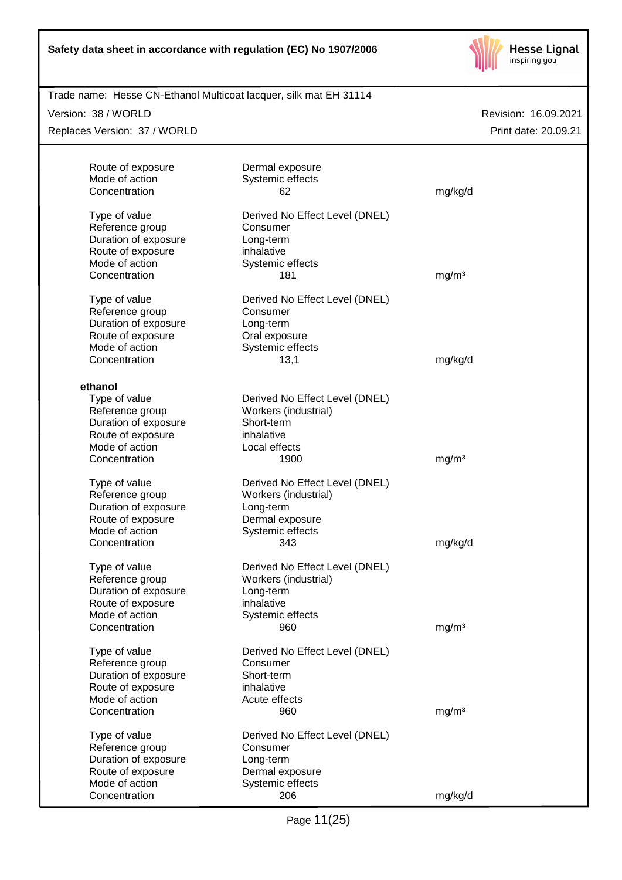| | | |
|---|---|---|
| Route of exposure | Dermal exposure | |
| Mode of action | Systemic effects | |
| Concentration | 62 | mg/kg/d |

| | | |
|---|---|---|
| Type of value | Derived No Effect Level (DNEL) | |
| Reference group | Consumer | |
| Duration of exposure | Long-term | |
| Route of exposure | inhalative | |
| Mode of action | Systemic effects | |
| Concentration | 181 | mg/m³ |

| | | |
|---|---|---|
| Type of value | Derived No Effect Level (DNEL) | |
| Reference group | Consumer | |
| Duration of exposure | Long-term | |
| Route of exposure | Oral exposure | |
| Mode of action | Systemic effects | |
| Concentration | 13,1 | mg/kg/d |

**ethanol**

| | | |
|---|---|---|
| Type of value | Derived No Effect Level (DNEL) | |
| Reference group | Workers (industrial) | |
| Duration of exposure | Short-term | |
| Route of exposure | inhalative | |
| Mode of action | Local effects | |
| Concentration | 1900 | mg/m³ |

| | | |
|---|---|---|
| Type of value | Derived No Effect Level (DNEL) | |
| Reference group | Workers (industrial) | |
| Duration of exposure | Long-term | |
| Route of exposure | Dermal exposure | |
| Mode of action | Systemic effects | |
| Concentration | 343 | mg/kg/d |

| | | |
|---|---|---|
| Type of value | Derived No Effect Level (DNEL) | |
| Reference group | Workers (industrial) | |
| Duration of exposure | Long-term | |
| Route of exposure | inhalative | |
| Mode of action | Systemic effects | |
| Concentration | 960 | mg/m³ |

| | | |
|---|---|---|
| Type of value | Derived No Effect Level (DNEL) | |
| Reference group | Consumer | |
| Duration of exposure | Short-term | |
| Route of exposure | inhalative | |
| Mode of action | Acute effects | |
| Concentration | 960 | mg/m³ |

| | | |
|---|---|---|
| Type of value | Derived No Effect Level (DNEL) | |
| Reference group | Consumer | |
| Duration of exposure | Long-term | |
| Route of exposure | Dermal exposure | |
| Mode of action | Systemic effects | |
| Concentration | 206 | mg/kg/d |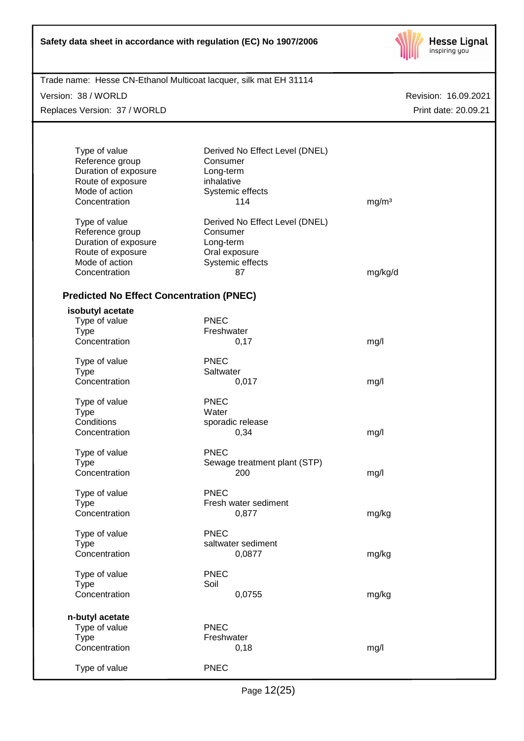| | | |
|---|---|---|
| Type of value | Derived No Effect Level (DNEL) | |
| Reference group | Consumer | |
| Duration of exposure | Long-term | |
| Route of exposure | inhalative | |
| Mode of action | Systemic effects | |
| Concentration | 114 | mg/m³ |

| | | |
|---|---|---|
| Type of value | Derived No Effect Level (DNEL) | |
| Reference group | Consumer | |
| Duration of exposure | Long-term | |
| Route of exposure | Oral exposure | |
| Mode of action | Systemic effects | |
| Concentration | 87 | mg/kg/d |

### Predicted No Effect Concentration (PNEC)

**isobutyl acetate**

| | | |
|---|---|---|
| Type of value | PNEC | |
| Type | Freshwater | |
| Concentration | 0,17 | mg/l |

| | | |
|---|---|---|
| Type of value | PNEC | |
| Type | Saltwater | |
| Concentration | 0,017 | mg/l |

| | | |
|---|---|---|
| Type of value | PNEC | |
| Type | Water | |
| Conditions | sporadic release | |
| Concentration | 0,34 | mg/l |

| | | |
|---|---|---|
| Type of value | PNEC | |
| Type | Sewage treatment plant (STP) | |
| Concentration | 200 | mg/l |

| | | |
|---|---|---|
| Type of value | PNEC | |
| Type | Fresh water sediment | |
| Concentration | 0,877 | mg/kg |

| | | |
|---|---|---|
| Type of value | PNEC | |
| Type | saltwater sediment | |
| Concentration | 0,0877 | mg/kg |

| | | |
|---|---|---|
| Type of value | PNEC | |
| Type | Soil | |
| Concentration | 0,0755 | mg/kg |

**n-butyl acetate**

| | | |
|---|---|---|
| Type of value | PNEC | |
| Type | Freshwater | |
| Concentration | 0,18 | mg/l |

| | | |
|---|---|---|
| Type of value | PNEC | |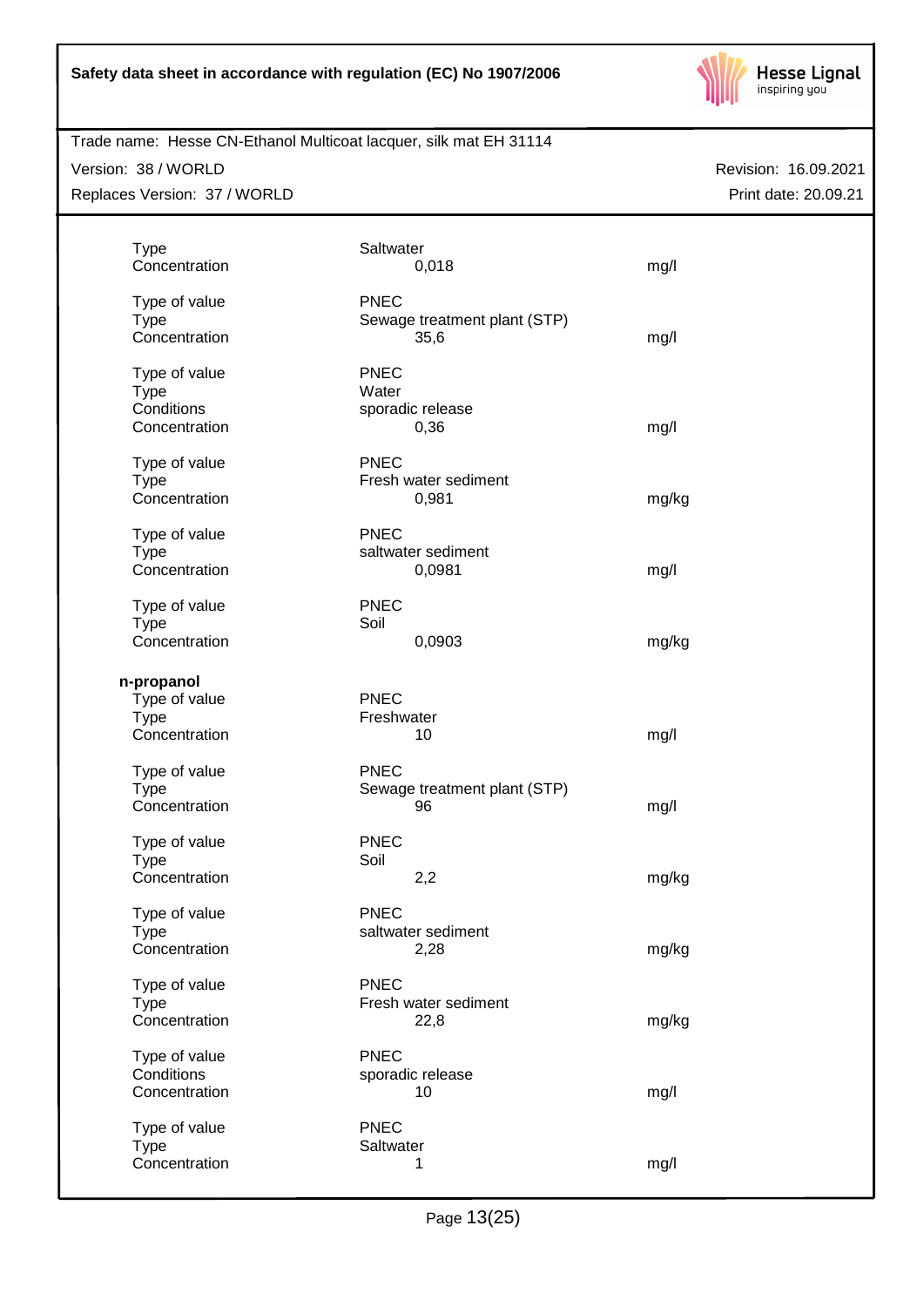| | | |
|---|---|---|
| Type | Saltwater | |
| Concentration | 0,018 | mg/l |
| | | |
| Type of value | PNEC | |
| Type | Sewage treatment plant (STP) | |
| Concentration | 35,6 | mg/l |
| | | |
| Type of value | PNEC | |
| Type | Water | |
| Conditions | sporadic release | |
| Concentration | 0,36 | mg/l |
| | | |
| Type of value | PNEC | |
| Type | Fresh water sediment | |
| Concentration | 0,981 | mg/kg |
| | | |
| Type of value | PNEC | |
| Type | saltwater sediment | |
| Concentration | 0,0981 | mg/l |
| | | |
| Type of value | PNEC | |
| Type | Soil | |
| Concentration | 0,0903 | mg/kg |

**n-propanol**

| | | |
|---|---|---|
| Type of value | PNEC | |
| Type | Freshwater | |
| Concentration | 10 | mg/l |
| | | |
| Type of value | PNEC | |
| Type | Sewage treatment plant (STP) | |
| Concentration | 96 | mg/l |
| | | |
| Type of value | PNEC | |
| Type | Soil | |
| Concentration | 2,2 | mg/kg |
| | | |
| Type of value | PNEC | |
| Type | saltwater sediment | |
| Concentration | 2,28 | mg/kg |
| | | |
| Type of value | PNEC | |
| Type | Fresh water sediment | |
| Concentration | 22,8 | mg/kg |
| | | |
| Type of value | PNEC | |
| Conditions | sporadic release | |
| Concentration | 10 | mg/l |
| | | |
| Type of value | PNEC | |
| Type | Saltwater | |
| Concentration | 1 | mg/l |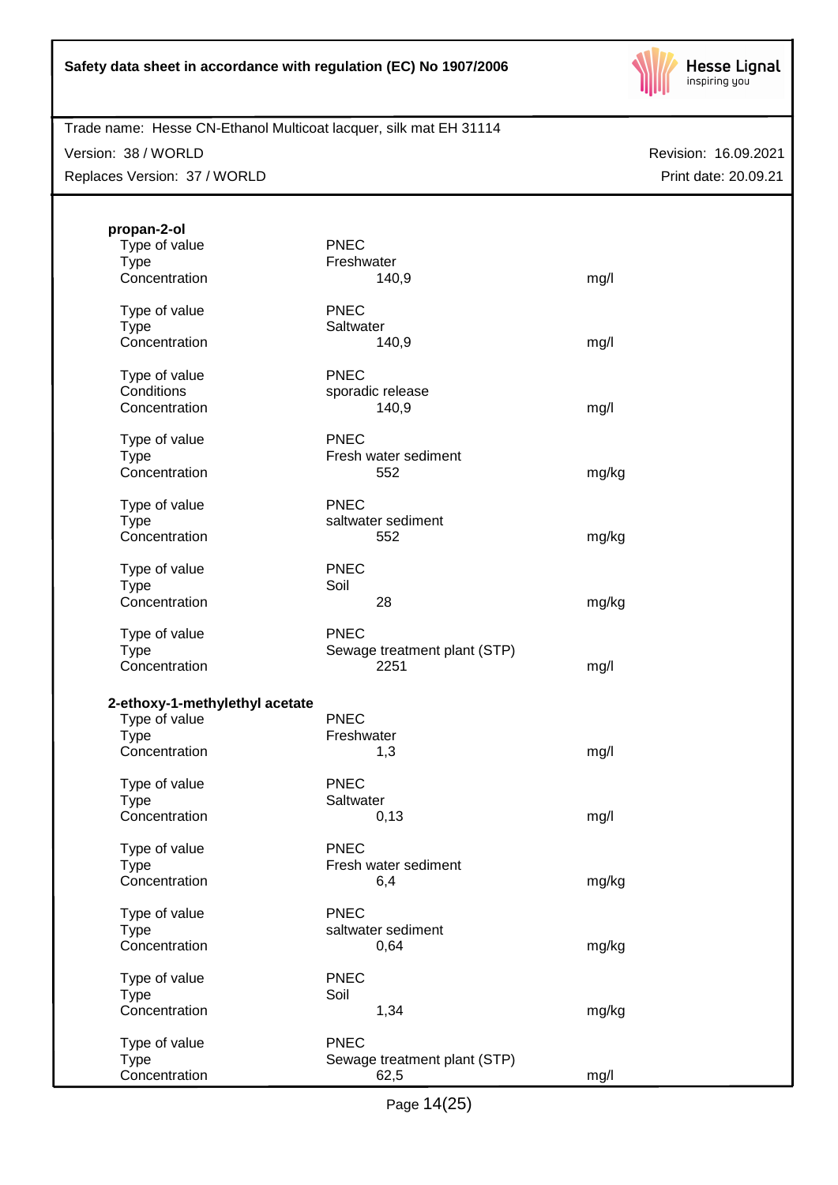**propan-2-ol**

| | | |
|---|---|---|
| Type of value | PNEC | |
| Type | Freshwater | |
| Concentration | 140,9 | mg/l |
| | | |
| Type of value | PNEC | |
| Type | Saltwater | |
| Concentration | 140,9 | mg/l |
| | | |
| Type of value | PNEC | |
| Conditions | sporadic release | |
| Concentration | 140,9 | mg/l |
| | | |
| Type of value | PNEC | |
| Type | Fresh water sediment | |
| Concentration | 552 | mg/kg |
| | | |
| Type of value | PNEC | |
| Type | saltwater sediment | |
| Concentration | 552 | mg/kg |
| | | |
| Type of value | PNEC | |
| Type | Soil | |
| Concentration | 28 | mg/kg |
| | | |
| Type of value | PNEC | |
| Type | Sewage treatment plant (STP) | |
| Concentration | 2251 | mg/l |

**2-ethoxy-1-methylethyl acetate**

| | | |
|---|---|---|
| Type of value | PNEC | |
| Type | Freshwater | |
| Concentration | 1,3 | mg/l |
| | | |
| Type of value | PNEC | |
| Type | Saltwater | |
| Concentration | 0,13 | mg/l |
| | | |
| Type of value | PNEC | |
| Type | Fresh water sediment | |
| Concentration | 6,4 | mg/kg |
| | | |
| Type of value | PNEC | |
| Type | saltwater sediment | |
| Concentration | 0,64 | mg/kg |
| | | |
| Type of value | PNEC | |
| Type | Soil | |
| Concentration | 1,34 | mg/kg |
| | | |
| Type of value | PNEC | |
| Type | Sewage treatment plant (STP) | |
| Concentration | 62,5 | mg/l |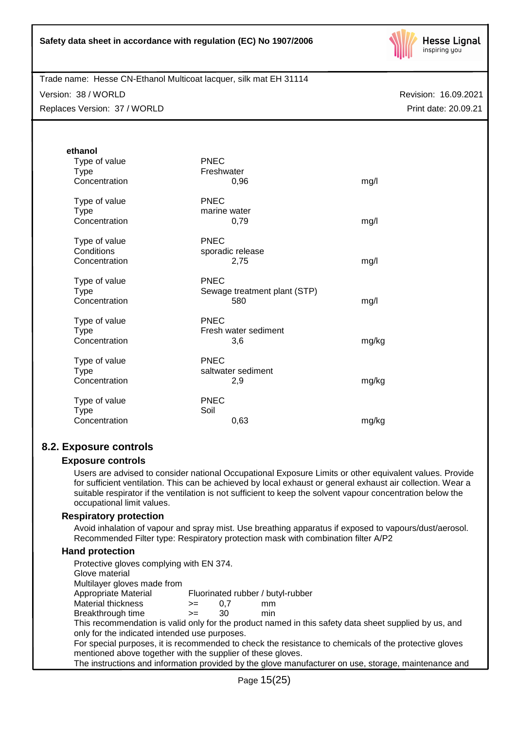**ethanol**

| | | |
|---|---|---|
| Type of value | PNEC | |
| Type | Freshwater | |
| Concentration | 0,96 | mg/l |
| | | |
| Type of value | PNEC | |
| Type | marine water | |
| Concentration | 0,79 | mg/l |
| | | |
| Type of value | PNEC | |
| Conditions | sporadic release | |
| Concentration | 2,75 | mg/l |
| | | |
| Type of value | PNEC | |
| Type | Sewage treatment plant (STP) | |
| Concentration | 580 | mg/l |
| | | |
| Type of value | PNEC | |
| Type | Fresh water sediment | |
| Concentration | 3,6 | mg/kg |
| | | |
| Type of value | PNEC | |
| Type | saltwater sediment | |
| Concentration | 2,9 | mg/kg |
| | | |
| Type of value | PNEC | |
| Type | Soil | |
| Concentration | 0,63 | mg/kg |

## 8.2. Exposure controls

### Exposure controls

Users are advised to consider national Occupational Exposure Limits or other equivalent values. Provide for sufficient ventilation. This can be achieved by local exhaust or general exhaust air collection. Wear a suitable respirator if the ventilation is not sufficient to keep the solvent vapour concentration below the occupational limit values.

### Respiratory protection

Avoid inhalation of vapour and spray mist. Use breathing apparatus if exposed to vapours/dust/aerosol. Recommended Filter type: Respiratory protection mask with combination filter A/P2

### Hand protection

Protective gloves complying with EN 374.
Glove material
Multilayer gloves made from

| | | | |
|---|---|---|---|
| Appropriate Material | Fluorinated rubber / butyl-rubber | | |
| Material thickness | >= | 0,7 | mm |
| Breakthrough time | >= | 30 | min |

This recommendation is valid only for the product named in this safety data sheet supplied by us, and only for the indicated intended use purposes.
For special purposes, it is recommended to check the resistance to chemicals of the protective gloves mentioned above together with the supplier of these gloves.
The instructions and information provided by the glove manufacturer on use, storage, maintenance and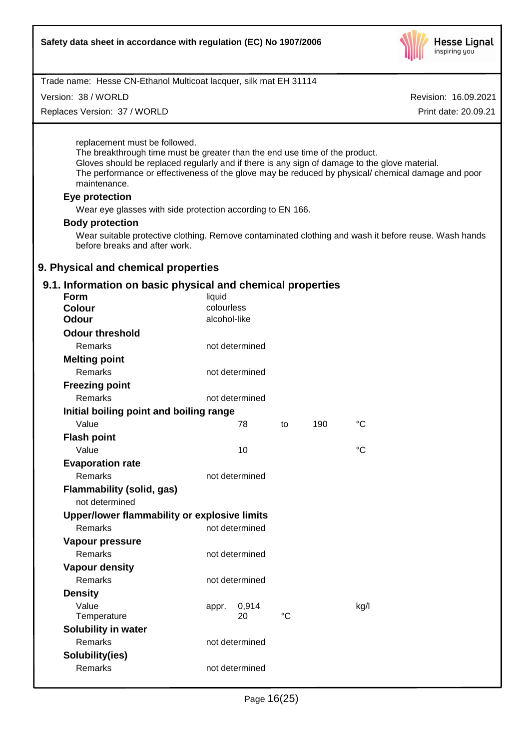replacement must be followed.
The breakthrough time must be greater than the end use time of the product.
Gloves should be replaced regularly and if there is any sign of damage to the glove material.
The performance or effectiveness of the glove may be reduced by physical/ chemical damage and poor maintenance.

**Eye protection**

Wear eye glasses with side protection according to EN 166.

**Body protection**

Wear suitable protective clothing. Remove contaminated clothing and wash it before reuse. Wash hands before breaks and after work.

## 9. Physical and chemical properties

### 9.1. Information on basic physical and chemical properties

| | | | | | |
|---|---|---|---|---|---|
| **Form** | liquid | | | | |
| **Colour** | colourless | | | | |
| **Odour** | alcohol-like | | | | |
| **Odour threshold** | | | | | |
| Remarks | not determined | | | | |
| **Melting point** | | | | | |
| Remarks | not determined | | | | |
| **Freezing point** | | | | | |
| Remarks | not determined | | | | |
| **Initial boiling point and boiling range** | | | | | |
| Value | | 78 | to | 190 | °C |
| **Flash point** | | | | | |
| Value | | 10 | | | °C |
| **Evaporation rate** | | | | | |
| Remarks | not determined | | | | |
| **Flammability (solid, gas)** | | | | | |
| not determined | | | | | |
| **Upper/lower flammability or explosive limits** | | | | | |
| Remarks | not determined | | | | |
| **Vapour pressure** | | | | | |
| Remarks | not determined | | | | |
| **Vapour density** | | | | | |
| Remarks | not determined | | | | |
| **Density** | | | | | |
| Value | appr. | 0,914 | | | kg/l |
| Temperature | | 20 | °C | | |
| **Solubility in water** | | | | | |
| Remarks | not determined | | | | |
| **Solubility(ies)** | | | | | |
| Remarks | not determined | | | | |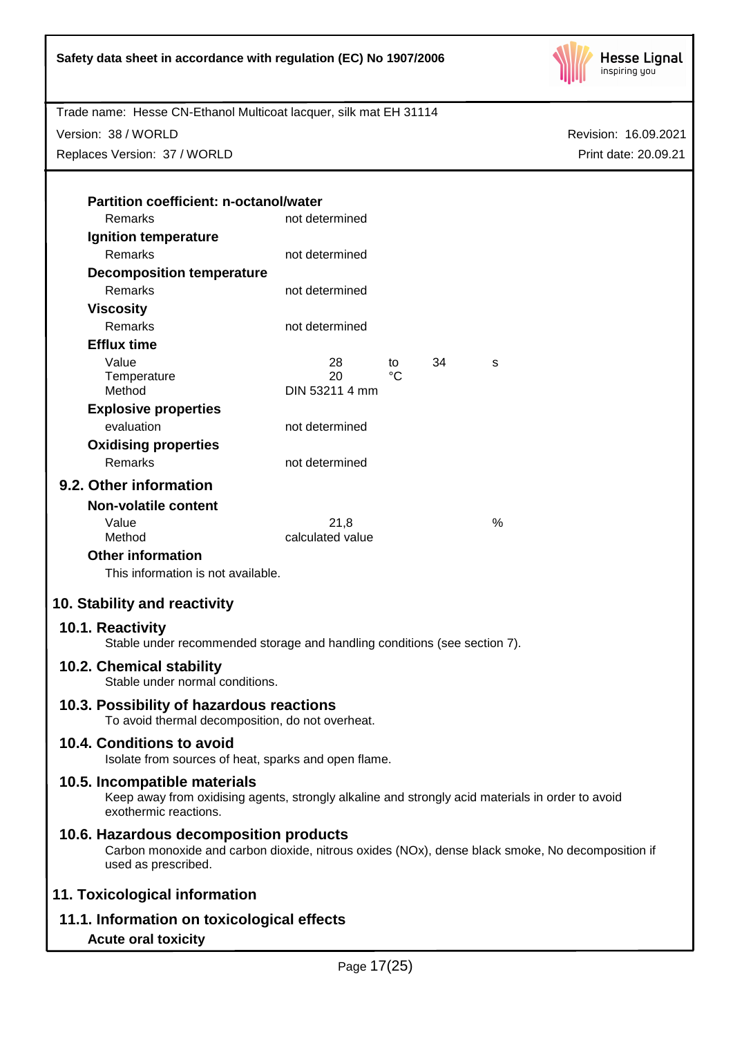**Partition coefficient: n-octanol/water**

| | | | | |
|---|---|---|---|---|
| Remarks | not determined | | | |

**Ignition temperature**

| | | | | |
|---|---|---|---|---|
| Remarks | not determined | | | |

**Decomposition temperature**

| | | | | |
|---|---|---|---|---|
| Remarks | not determined | | | |

**Viscosity**

| | | | | |
|---|---|---|---|---|
| Remarks | not determined | | | |

**Efflux time**

| | | | | |
|---|---|---|---|---|
| Value | 28 | to | 34 | s |
| Temperature | 20 | °C | | |
| Method | DIN 53211 4 mm | | | |

**Explosive properties**

| | | | | |
|---|---|---|---|---|
| evaluation | not determined | | | |

**Oxidising properties**

| | | | | |
|---|---|---|---|---|
| Remarks | not determined | | | |

## 9.2. Other information

**Non-volatile content**

| | | | | |
|---|---|---|---|---|
| Value | 21,8 | | | % |
| Method | calculated value | | | |

**Other information**

This information is not available.

# 10. Stability and reactivity

## 10.1. Reactivity

Stable under recommended storage and handling conditions (see section 7).

## 10.2. Chemical stability

Stable under normal conditions.

## 10.3. Possibility of hazardous reactions

To avoid thermal decomposition, do not overheat.

## 10.4. Conditions to avoid

Isolate from sources of heat, sparks and open flame.

## 10.5. Incompatible materials

Keep away from oxidising agents, strongly alkaline and strongly acid materials in order to avoid exothermic reactions.

## 10.6. Hazardous decomposition products

Carbon monoxide and carbon dioxide, nitrous oxides (NOx), dense black smoke, No decomposition if used as prescribed.

# 11. Toxicological information

## 11.1. Information on toxicological effects

**Acute oral toxicity**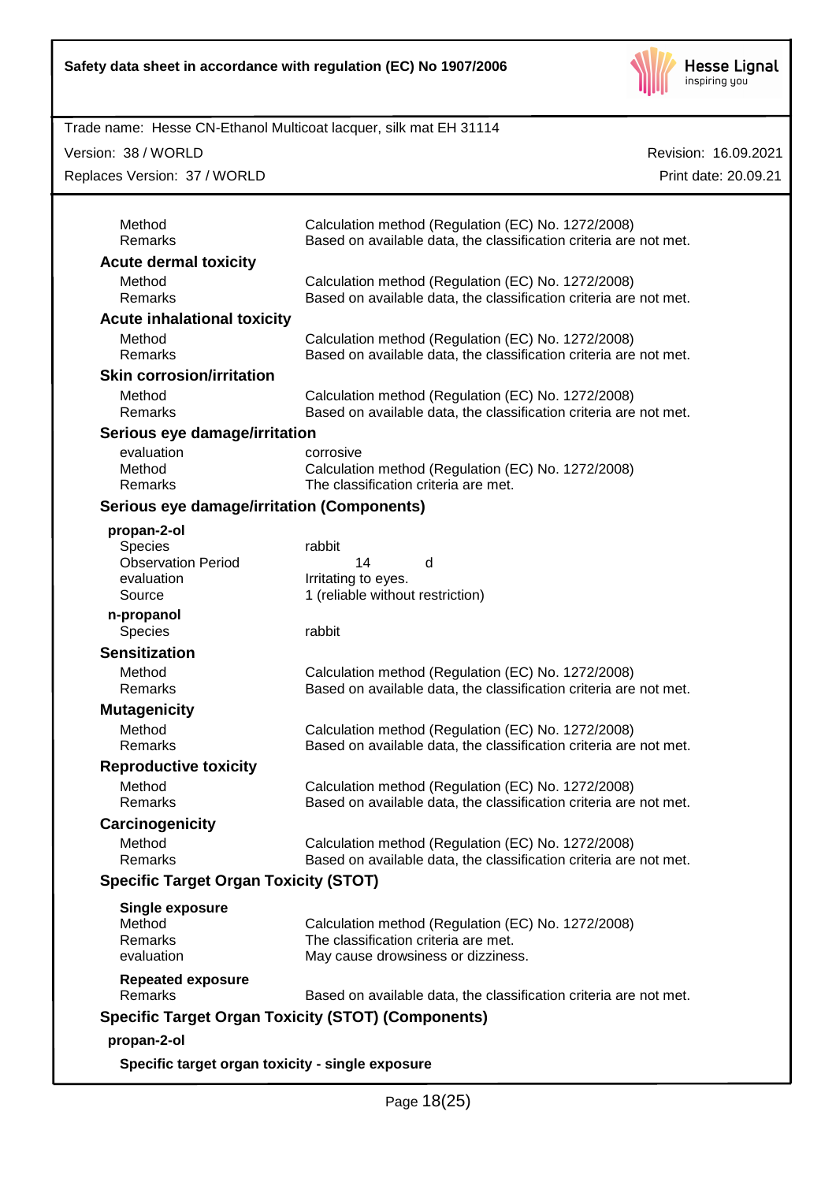| | |
|---|---|
| Method | Calculation method (Regulation (EC) No. 1272/2008) |
| Remarks | Based on available data, the classification criteria are not met. |

**Acute dermal toxicity**

| | |
|---|---|
| Method | Calculation method (Regulation (EC) No. 1272/2008) |
| Remarks | Based on available data, the classification criteria are not met. |

**Acute inhalational toxicity**

| | |
|---|---|
| Method | Calculation method (Regulation (EC) No. 1272/2008) |
| Remarks | Based on available data, the classification criteria are not met. |

**Skin corrosion/irritation**

| | |
|---|---|
| Method | Calculation method (Regulation (EC) No. 1272/2008) |
| Remarks | Based on available data, the classification criteria are not met. |

**Serious eye damage/irritation**

| | |
|---|---|
| evaluation | corrosive |
| Method | Calculation method (Regulation (EC) No. 1272/2008) |
| Remarks | The classification criteria are met. |

**Serious eye damage/irritation (Components)**

**propan-2-ol**

| | |
|---|---|
| Species | rabbit |
| Observation Period | 14 d |
| evaluation | Irritating to eyes. |
| Source | 1 (reliable without restriction) |

**n-propanol**

| | |
|---|---|
| Species | rabbit |

**Sensitization**

| | |
|---|---|
| Method | Calculation method (Regulation (EC) No. 1272/2008) |
| Remarks | Based on available data, the classification criteria are not met. |

**Mutagenicity**

| | |
|---|---|
| Method | Calculation method (Regulation (EC) No. 1272/2008) |
| Remarks | Based on available data, the classification criteria are not met. |

**Reproductive toxicity**

| | |
|---|---|
| Method | Calculation method (Regulation (EC) No. 1272/2008) |
| Remarks | Based on available data, the classification criteria are not met. |

**Carcinogenicity**

| | |
|---|---|
| Method | Calculation method (Regulation (EC) No. 1272/2008) |
| Remarks | Based on available data, the classification criteria are not met. |

**Specific Target Organ Toxicity (STOT)**

**Single exposure**

| | |
|---|---|
| Method | Calculation method (Regulation (EC) No. 1272/2008) |
| Remarks | The classification criteria are met. |
| evaluation | May cause drowsiness or dizziness. |

**Repeated exposure**

| | |
|---|---|
| Remarks | Based on available data, the classification criteria are not met. |

**Specific Target Organ Toxicity (STOT) (Components)**

**propan-2-ol**

**Specific target organ toxicity - single exposure**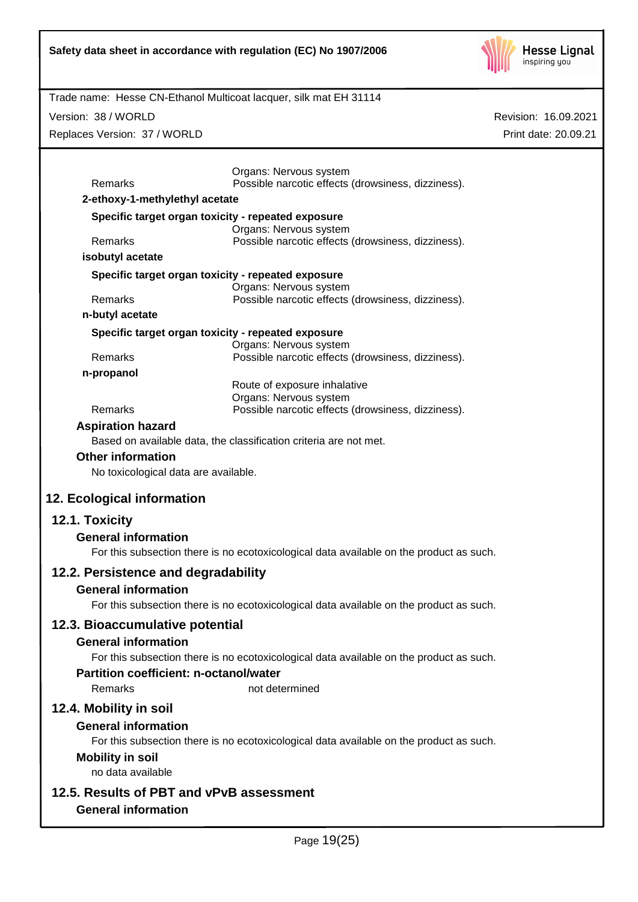| | |
|---|---|
| | Organs: Nervous system |
| Remarks | Possible narcotic effects (drowsiness, dizziness). |

**2-ethoxy-1-methylethyl acetate**

**Specific target organ toxicity - repeated exposure**

| | |
|---|---|
| | Organs: Nervous system |
| Remarks | Possible narcotic effects (drowsiness, dizziness). |

**isobutyl acetate**

**Specific target organ toxicity - repeated exposure**

| | |
|---|---|
| | Organs: Nervous system |
| Remarks | Possible narcotic effects (drowsiness, dizziness). |

**n-butyl acetate**

**Specific target organ toxicity - repeated exposure**

| | |
|---|---|
| | Organs: Nervous system |
| Remarks | Possible narcotic effects (drowsiness, dizziness). |

**n-propanol**

| | |
|---|---|
| | Route of exposure inhalative |
| | Organs: Nervous system |
| Remarks | Possible narcotic effects (drowsiness, dizziness). |

**Aspiration hazard**

Based on available data, the classification criteria are not met.

**Other information**

No toxicological data are available.

## 12. Ecological information

### 12.1. Toxicity

**General information**

For this subsection there is no ecotoxicological data available on the product as such.

### 12.2. Persistence and degradability

**General information**

For this subsection there is no ecotoxicological data available on the product as such.

### 12.3. Bioaccumulative potential

**General information**

For this subsection there is no ecotoxicological data available on the product as such.

**Partition coefficient: n-octanol/water**

| | |
|---|---|
| Remarks | not determined |

### 12.4. Mobility in soil

**General information**

For this subsection there is no ecotoxicological data available on the product as such.

**Mobility in soil**

no data available

### 12.5. Results of PBT and vPvB assessment

**General information**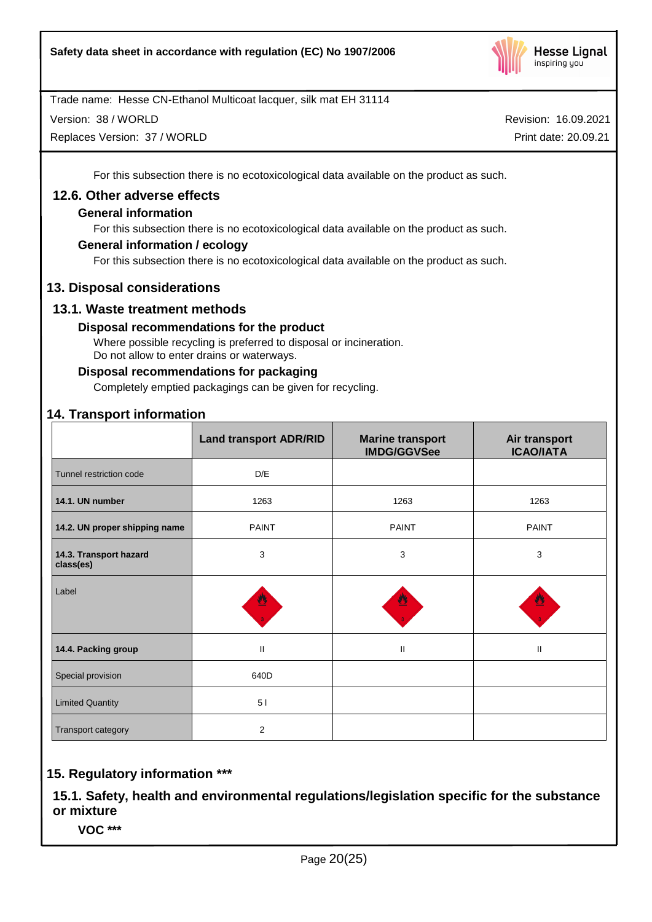For this subsection there is no ecotoxicological data available on the product as such.

## 12.6. Other adverse effects

### General information

For this subsection there is no ecotoxicological data available on the product as such.

### General information / ecology

For this subsection there is no ecotoxicological data available on the product as such.

# 13. Disposal considerations

## 13.1. Waste treatment methods

### Disposal recommendations for the product

Where possible recycling is preferred to disposal or incineration.
Do not allow to enter drains or waterways.

### Disposal recommendations for packaging

Completely emptied packagings can be given for recycling.

# 14. Transport information

| | Land transport ADR/RID | Marine transport IMDG/GGVSee | Air transport ICAO/IATA |
|---|---|---|---|
| Tunnel restriction code | D/E | | |
| **14.1. UN number** | 1263 | 1263 | 1263 |
| **14.2. UN proper shipping name** | PAINT | PAINT | PAINT |
| **14.3. Transport hazard class(es)** | 3 | 3 | 3 |
| Label | | | |
| **14.4. Packing group** | II | II | II |
| Special provision | 640D | | |
| Limited Quantity | 5 l | | |
| Transport category | 2 | | |

# 15. Regulatory information ***

## 15.1. Safety, health and environmental regulations/legislation specific for the substance or mixture

### VOC ***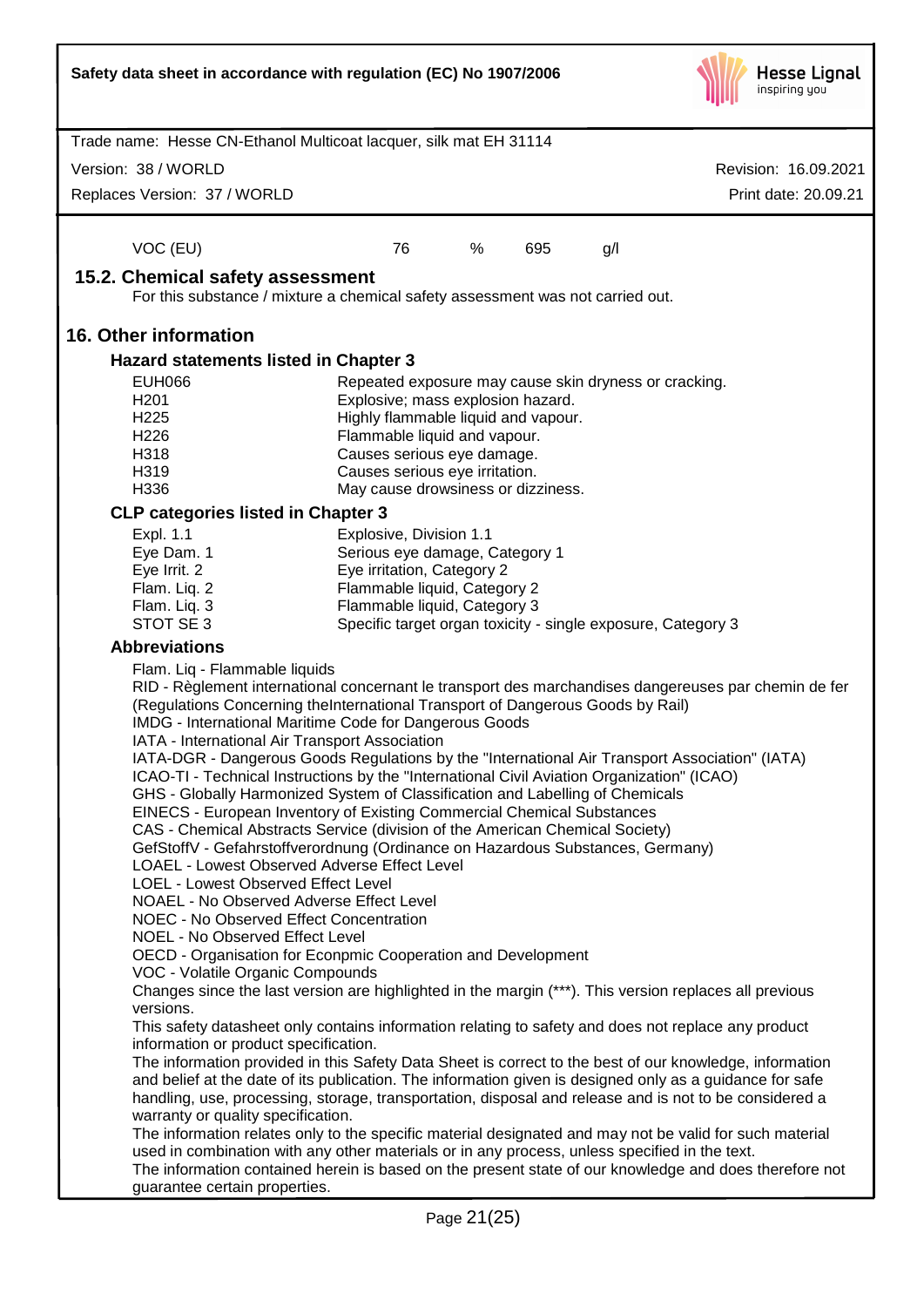| VOC (EU) | 76 | % | 695 | g/l |
|---|---|---|---|---|

### 15.2. Chemical safety assessment

For this substance / mixture a chemical safety assessment was not carried out.

## 16. Other information

### Hazard statements listed in Chapter 3

| | |
|---|---|
| EUH066 | Repeated exposure may cause skin dryness or cracking. |
| H201 | Explosive; mass explosion hazard. |
| H225 | Highly flammable liquid and vapour. |
| H226 | Flammable liquid and vapour. |
| H318 | Causes serious eye damage. |
| H319 | Causes serious eye irritation. |
| H336 | May cause drowsiness or dizziness. |

### CLP categories listed in Chapter 3

| | |
|---|---|
| Expl. 1.1 | Explosive, Division 1.1 |
| Eye Dam. 1 | Serious eye damage, Category 1 |
| Eye Irrit. 2 | Eye irritation, Category 2 |
| Flam. Liq. 2 | Flammable liquid, Category 2 |
| Flam. Liq. 3 | Flammable liquid, Category 3 |
| STOT SE 3 | Specific target organ toxicity - single exposure, Category 3 |

### Abbreviations

Flam. Liq - Flammable liquids
RID - Règlement international concernant le transport des marchandises dangereuses par chemin de fer (Regulations Concerning theInternational Transport of Dangerous Goods by Rail)
IMDG - International Maritime Code for Dangerous Goods
IATA - International Air Transport Association
IATA-DGR - Dangerous Goods Regulations by the "International Air Transport Association" (IATA)
ICAO-TI - Technical Instructions by the "International Civil Aviation Organization" (ICAO)
GHS - Globally Harmonized System of Classification and Labelling of Chemicals
EINECS - European Inventory of Existing Commercial Chemical Substances
CAS - Chemical Abstracts Service (division of the American Chemical Society)
GefStoffV - Gefahrstoffverordnung (Ordinance on Hazardous Substances, Germany)
LOAEL - Lowest Observed Adverse Effect Level
LOEL - Lowest Observed Effect Level
NOAEL - No Observed Adverse Effect Level
NOEC - No Observed Effect Concentration
NOEL - No Observed Effect Level
OECD - Organisation for Econpmic Cooperation and Development
VOC - Volatile Organic Compounds

Changes since the last version are highlighted in the margin (***). This version replaces all previous versions.

This safety datasheet only contains information relating to safety and does not replace any product information or product specification.

The information provided in this Safety Data Sheet is correct to the best of our knowledge, information and belief at the date of its publication. The information given is designed only as a guidance for safe handling, use, processing, storage, transportation, disposal and release and is not to be considered a warranty or quality specification.

The information relates only to the specific material designated and may not be valid for such material used in combination with any other materials or in any process, unless specified in the text.

The information contained herein is based on the present state of our knowledge and does therefore not guarantee certain properties.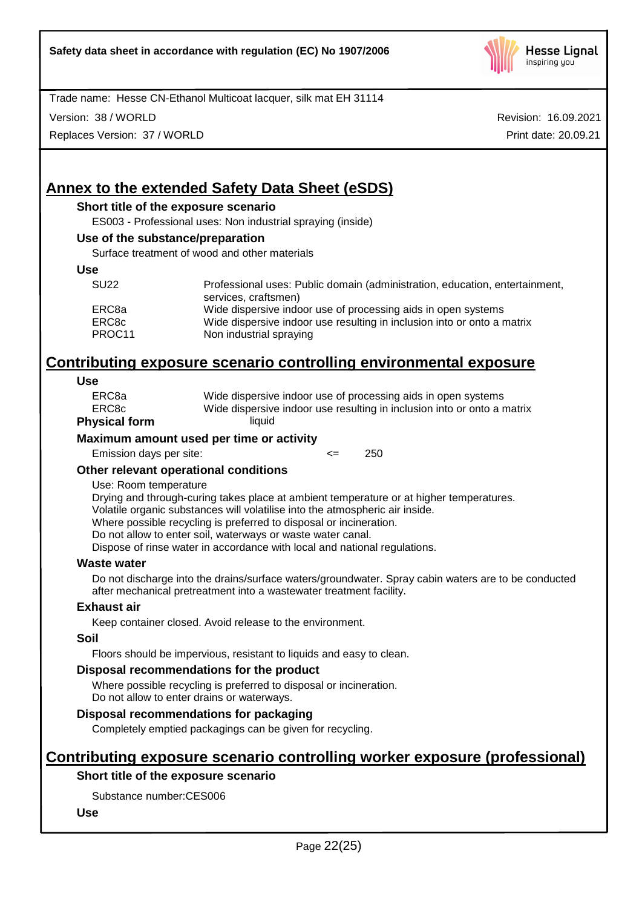## Annex to the extended Safety Data Sheet (eSDS)

### Short title of the exposure scenario

ES003 - Professional uses: Non industrial spraying (inside)

### Use of the substance/preparation

Surface treatment of wood and other materials

### Use

| | |
|---|---|
| SU22 | Professional uses: Public domain (administration, education, entertainment, services, craftsmen) |
| ERC8a | Wide dispersive indoor use of processing aids in open systems |
| ERC8c | Wide dispersive indoor use resulting in inclusion into or onto a matrix |
| PROC11 | Non industrial spraying |

## Contributing exposure scenario controlling environmental exposure

### Use

| | |
|---|---|
| ERC8a | Wide dispersive indoor use of processing aids in open systems |
| ERC8c | Wide dispersive indoor use resulting in inclusion into or onto a matrix |

**Physical form** liquid

### Maximum amount used per time or activity

Emission days per site: <= 250

### Other relevant operational conditions

Use: Room temperature
Drying and through-curing takes place at ambient temperature or at higher temperatures.
Volatile organic substances will volatilise into the atmospheric air inside.
Where possible recycling is preferred to disposal or incineration.
Do not allow to enter soil, waterways or waste water canal.
Dispose of rinse water in accordance with local and national regulations.

### Waste water

Do not discharge into the drains/surface waters/groundwater. Spray cabin waters are to be conducted after mechanical pretreatment into a wastewater treatment facility.

### Exhaust air

Keep container closed. Avoid release to the environment.

### Soil

Floors should be impervious, resistant to liquids and easy to clean.

### Disposal recommendations for the product

Where possible recycling is preferred to disposal or incineration.
Do not allow to enter drains or waterways.

### Disposal recommendations for packaging

Completely emptied packagings can be given for recycling.

## Contributing exposure scenario controlling worker exposure (professional)

### Short title of the exposure scenario

Substance number:CES006

### Use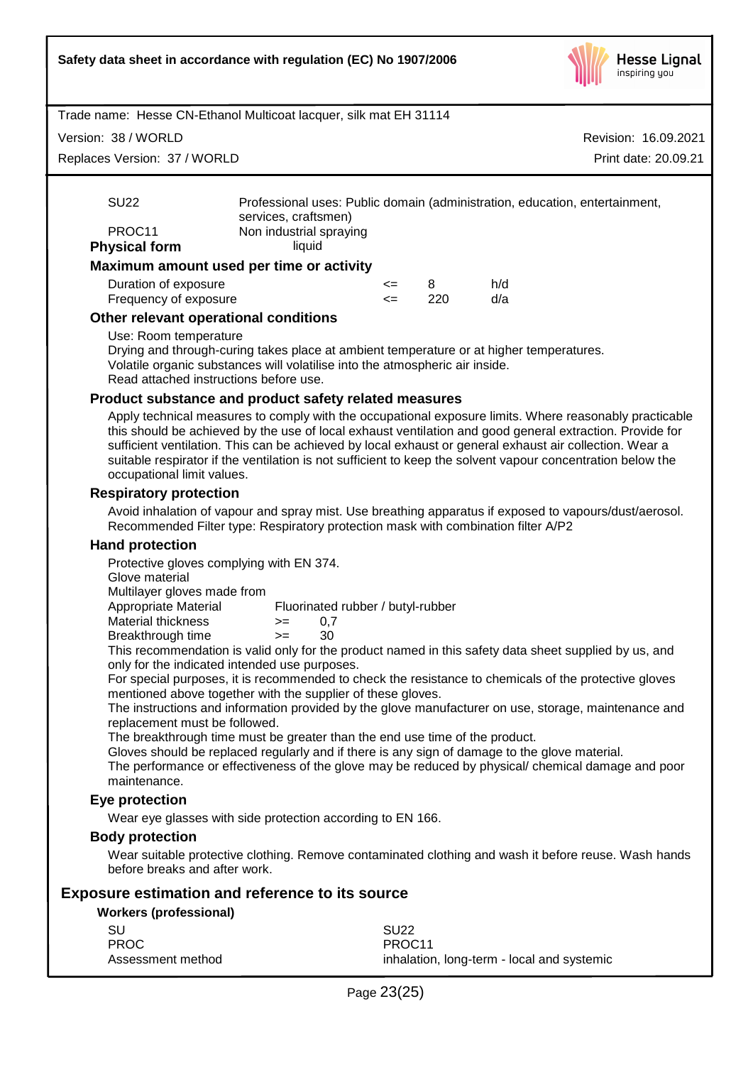| | |
|---|---|
| SU22 | Professional uses: Public domain (administration, education, entertainment, services, craftsmen) |
| PROC11 | Non industrial spraying |

**Physical form** liquid

### Maximum amount used per time or activity

| | | | |
|---|---|---|---|
| Duration of exposure | <= | 8 | h/d |
| Frequency of exposure | <= | 220 | d/a |

### Other relevant operational conditions

Use: Room temperature
Drying and through-curing takes place at ambient temperature or at higher temperatures.
Volatile organic substances will volatilise into the atmospheric air inside.
Read attached instructions before use.

### Product substance and product safety related measures

Apply technical measures to comply with the occupational exposure limits. Where reasonably practicable this should be achieved by the use of local exhaust ventilation and good general extraction. Provide for sufficient ventilation. This can be achieved by local exhaust or general exhaust air collection. Wear a suitable respirator if the ventilation is not sufficient to keep the solvent vapour concentration below the occupational limit values.

### Respiratory protection

Avoid inhalation of vapour and spray mist. Use breathing apparatus if exposed to vapours/dust/aerosol.
Recommended Filter type: Respiratory protection mask with combination filter A/P2

### Hand protection

Protective gloves complying with EN 374.
Glove material
Multilayer gloves made from

| | | |
|---|---|---|
| Appropriate Material | Fluorinated rubber / butyl-rubber | |
| Material thickness | >= | 0,7 |
| Breakthrough time | >= | 30 |

This recommendation is valid only for the product named in this safety data sheet supplied by us, and only for the indicated intended use purposes.
For special purposes, it is recommended to check the resistance to chemicals of the protective gloves mentioned above together with the supplier of these gloves.
The instructions and information provided by the glove manufacturer on use, storage, maintenance and replacement must be followed.
The breakthrough time must be greater than the end use time of the product.
Gloves should be replaced regularly and if there is any sign of damage to the glove material.
The performance or effectiveness of the glove may be reduced by physical/ chemical damage and poor maintenance.

### Eye protection

Wear eye glasses with side protection according to EN 166.

### Body protection

Wear suitable protective clothing. Remove contaminated clothing and wash it before reuse. Wash hands before breaks and after work.

## Exposure estimation and reference to its source

**Workers (professional)**

| | |
|---|---|
| SU | SU22 |
| PROC | PROC11 |
| Assessment method | inhalation, long-term - local and systemic |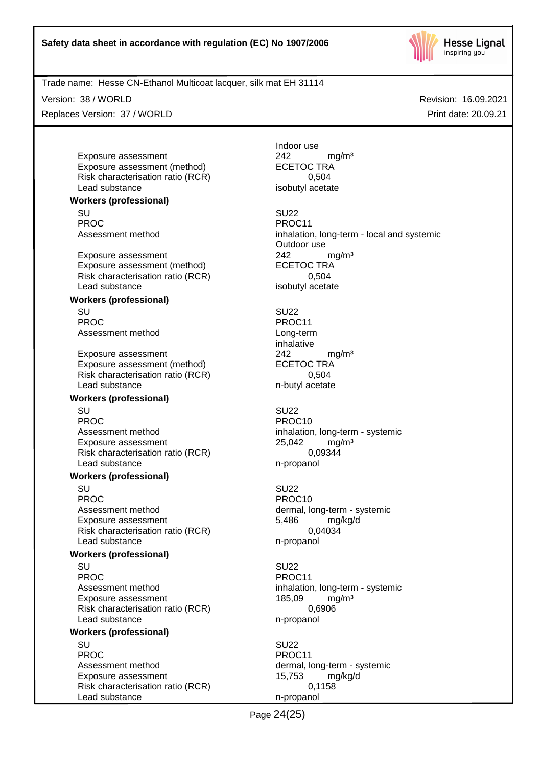| | |
|---|---|
| | Indoor use |
| Exposure assessment | 242 mg/m³ |
| Exposure assessment (method) | ECETOC TRA |
| Risk characterisation ratio (RCR) | 0,504 |
| Lead substance | isobutyl acetate |

**Workers (professional)**

| | |
|---|---|
| SU | SU22 |
| PROC | PROC11 |
| Assessment method | inhalation, long-term - local and systemic<br>Outdoor use |
| Exposure assessment | 242 mg/m³ |
| Exposure assessment (method) | ECETOC TRA |
| Risk characterisation ratio (RCR) | 0,504 |
| Lead substance | isobutyl acetate |

**Workers (professional)**

| | |
|---|---|
| SU | SU22 |
| PROC | PROC11 |
| Assessment method | Long-term<br>inhalative |
| Exposure assessment | 242 mg/m³ |
| Exposure assessment (method) | ECETOC TRA |
| Risk characterisation ratio (RCR) | 0,504 |
| Lead substance | n-butyl acetate |

**Workers (professional)**

| | |
|---|---|
| SU | SU22 |
| PROC | PROC10 |
| Assessment method | inhalation, long-term - systemic |
| Exposure assessment | 25,042 mg/m³ |
| Risk characterisation ratio (RCR) | 0,09344 |
| Lead substance | n-propanol |

**Workers (professional)**

| | |
|---|---|
| SU | SU22 |
| PROC | PROC10 |
| Assessment method | dermal, long-term - systemic |
| Exposure assessment | 5,486 mg/kg/d |
| Risk characterisation ratio (RCR) | 0,04034 |
| Lead substance | n-propanol |

**Workers (professional)**

| | |
|---|---|
| SU | SU22 |
| PROC | PROC11 |
| Assessment method | inhalation, long-term - systemic |
| Exposure assessment | 185,09 mg/m³ |
| Risk characterisation ratio (RCR) | 0,6906 |
| Lead substance | n-propanol |

**Workers (professional)**

| | |
|---|---|
| SU | SU22 |
| PROC | PROC11 |
| Assessment method | dermal, long-term - systemic |
| Exposure assessment | 15,753 mg/kg/d |
| Risk characterisation ratio (RCR) | 0,1158 |
| Lead substance | n-propanol |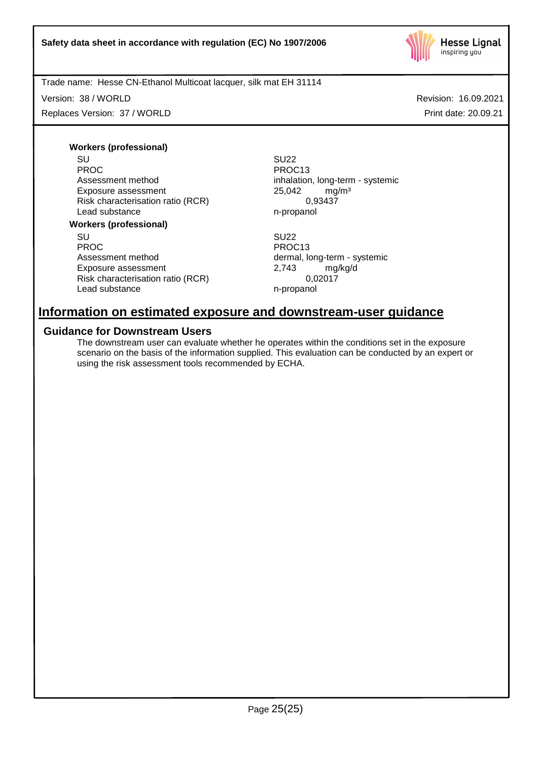**Workers (professional)**

| | |
|---|---|
| SU | SU22 |
| PROC | PROC13 |
| Assessment method | inhalation, long-term - systemic |
| Exposure assessment | 25,042 mg/m³ |
| Risk characterisation ratio (RCR) | 0,93437 |
| Lead substance | n-propanol |

**Workers (professional)**

| | |
|---|---|
| SU | SU22 |
| PROC | PROC13 |
| Assessment method | dermal, long-term - systemic |
| Exposure assessment | 2,743 mg/kg/d |
| Risk characterisation ratio (RCR) | 0,02017 |
| Lead substance | n-propanol |

## Information on estimated exposure and downstream-user guidance

### Guidance for Downstream Users

The downstream user can evaluate whether he operates within the conditions set in the exposure scenario on the basis of the information supplied. This evaluation can be conducted by an expert or using the risk assessment tools recommended by ECHA.